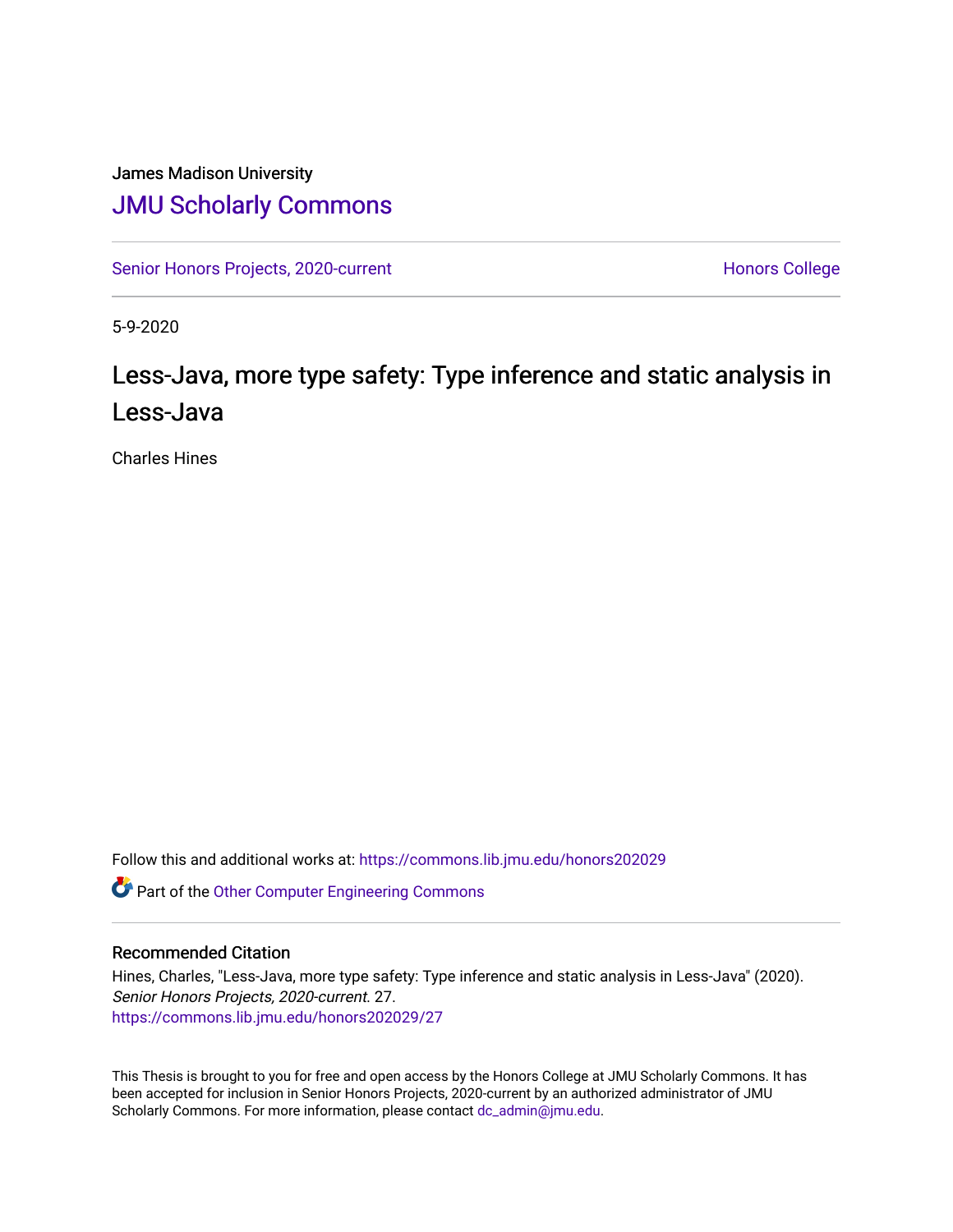James Madison University

# JMU Scholarly Commons

Senior Honors Projects, 2020-current

Honors College

5-9-2020

## Less-Java, more type safety: Type inference and static analysis in Less-Java

Charles Hines

Follow this and additional works at: https://commons.lib.jmu.edu/honors202029

Part of the Other Computer Engineering Commons

### Recommended Citation

Hines, Charles, "Less-Java, more type safety: Type inference and static analysis in Less-Java" (2020). *Senior Honors Projects, 2020-current*. 27.
https://commons.lib.jmu.edu/honors202029/27

This Thesis is brought to you for free and open access by the Honors College at JMU Scholarly Commons. It has been accepted for inclusion in Senior Honors Projects, 2020-current by an authorized administrator of JMU Scholarly Commons. For more information, please contact dc_admin@jmu.edu.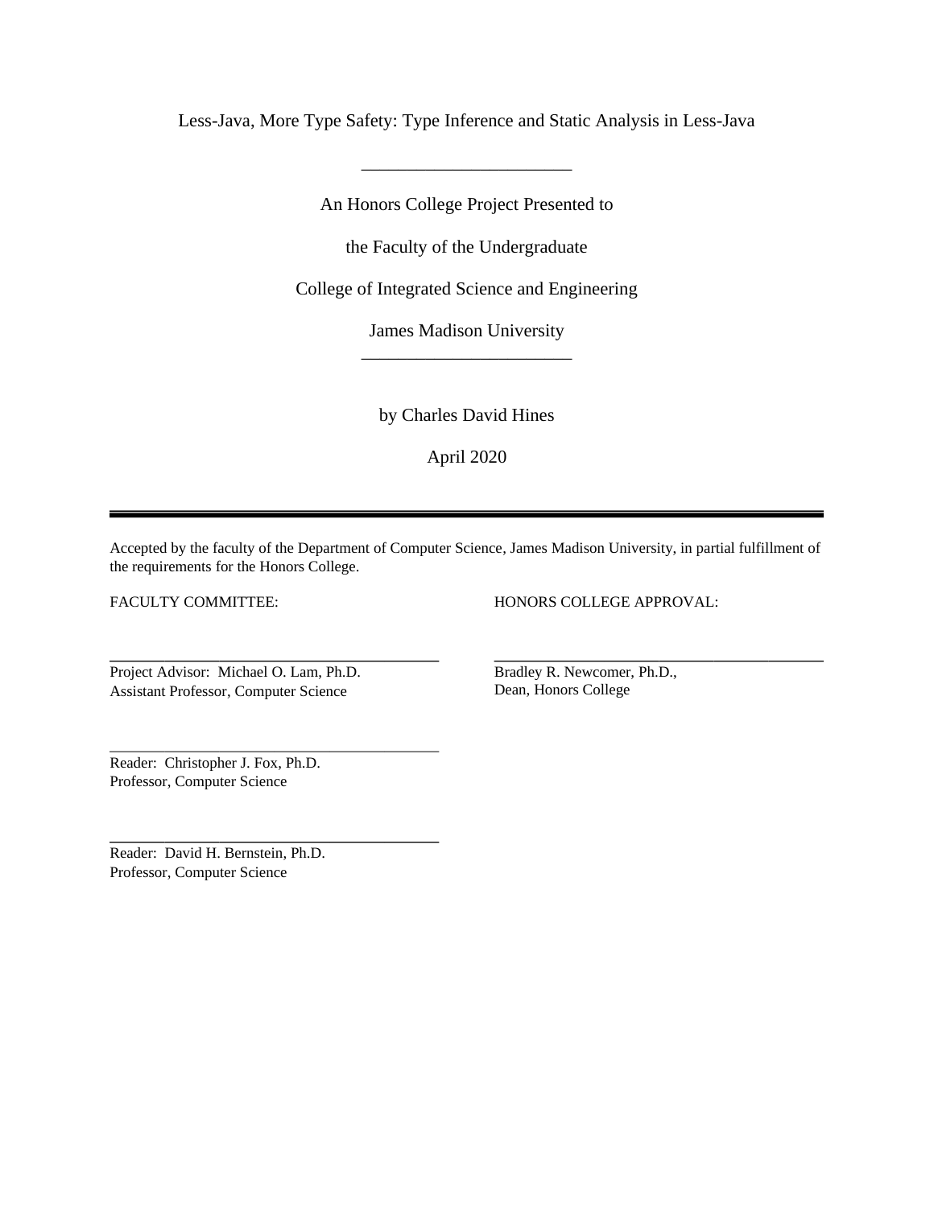Less-Java, More Type Safety: Type Inference and Static Analysis in Less-Java

_______________________

An Honors College Project Presented to

the Faculty of the Undergraduate

College of Integrated Science and Engineering

James Madison University

_______________________

by Charles David Hines

April 2020

---

Accepted by the faculty of the Department of Computer Science, James Madison University, in partial fulfillment of the requirements for the Honors College.

FACULTY COMMITTEE:

_______________________________________

Project Advisor: Michael O. Lam, Ph.D.
Assistant Professor, Computer Science

_______________________________________

Reader: Christopher J. Fox, Ph.D.
Professor, Computer Science

_______________________________________

Reader: David H. Bernstein, Ph.D.
Professor, Computer Science

HONORS COLLEGE APPROVAL:

_______________________________________

Bradley R. Newcomer, Ph.D.,
Dean, Honors College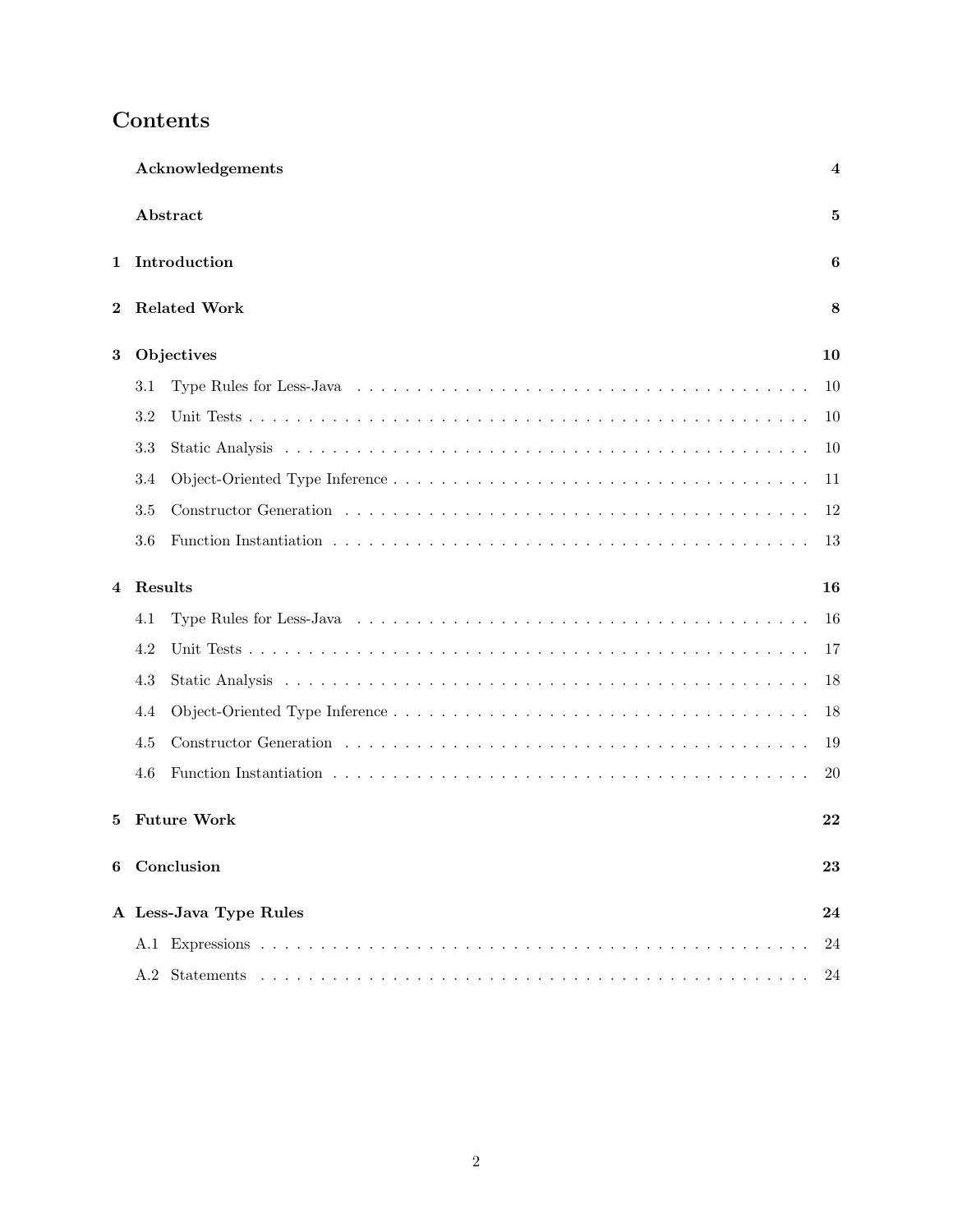# Contents

| | | |
|---|---|---|
| | **Acknowledgements** | **4** |
| | **Abstract** | **5** |
| **1** | **Introduction** | **6** |
| **2** | **Related Work** | **8** |
| **3** | **Objectives** | **10** |
| | 3.1 Type Rules for Less-Java | 10 |
| | 3.2 Unit Tests | 10 |
| | 3.3 Static Analysis | 10 |
| | 3.4 Object-Oriented Type Inference | 11 |
| | 3.5 Constructor Generation | 12 |
| | 3.6 Function Instantiation | 13 |
| **4** | **Results** | **16** |
| | 4.1 Type Rules for Less-Java | 16 |
| | 4.2 Unit Tests | 17 |
| | 4.3 Static Analysis | 18 |
| | 4.4 Object-Oriented Type Inference | 18 |
| | 4.5 Constructor Generation | 19 |
| | 4.6 Function Instantiation | 20 |
| **5** | **Future Work** | **22** |
| **6** | **Conclusion** | **23** |
| **A** | **Less-Java Type Rules** | **24** |
| | A.1 Expressions | 24 |
| | A.2 Statements | 24 |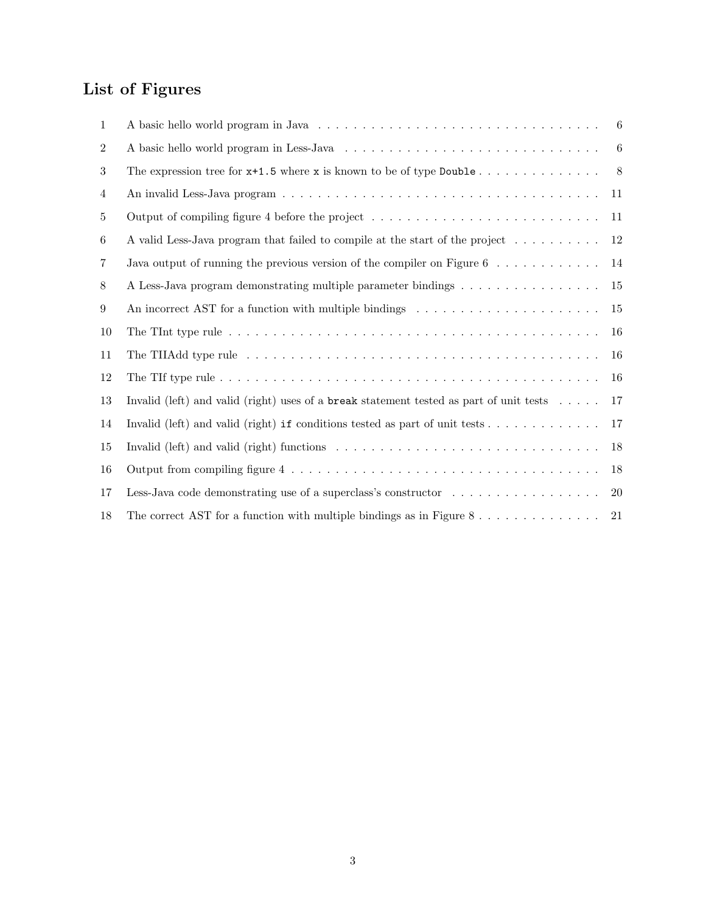## List of Figures

| | | |
|---|---|---|
| 1 | A basic hello world program in Java | 6 |
| 2 | A basic hello world program in Less-Java | 6 |
| 3 | The expression tree for `x+1.5` where `x` is known to be of type `Double` | 8 |
| 4 | An invalid Less-Java program | 11 |
| 5 | Output of compiling figure 4 before the project | 11 |
| 6 | A valid Less-Java program that failed to compile at the start of the project | 12 |
| 7 | Java output of running the previous version of the compiler on Figure 6 | 14 |
| 8 | A Less-Java program demonstrating multiple parameter bindings | 15 |
| 9 | An incorrect AST for a function with multiple bindings | 15 |
| 10 | The TInt type rule | 16 |
| 11 | The TIIAdd type rule | 16 |
| 12 | The TIf type rule | 16 |
| 13 | Invalid (left) and valid (right) uses of a `break` statement tested as part of unit tests | 17 |
| 14 | Invalid (left) and valid (right) `if` conditions tested as part of unit tests | 17 |
| 15 | Invalid (left) and valid (right) functions | 18 |
| 16 | Output from compiling figure 4 | 18 |
| 17 | Less-Java code demonstrating use of a superclass's constructor | 20 |
| 18 | The correct AST for a function with multiple bindings as in Figure 8 | 21 |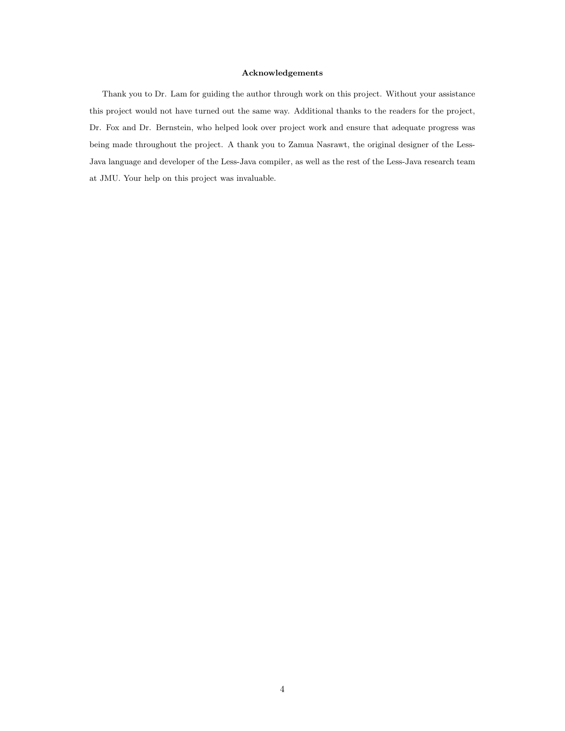# Acknowledgements

Thank you to Dr. Lam for guiding the author through work on this project. Without your assistance this project would not have turned out the same way. Additional thanks to the readers for the project, Dr. Fox and Dr. Bernstein, who helped look over project work and ensure that adequate progress was being made throughout the project. A thank you to Zamua Nasrawt, the original designer of the Less-Java language and developer of the Less-Java compiler, as well as the rest of the Less-Java research team at JMU. Your help on this project was invaluable.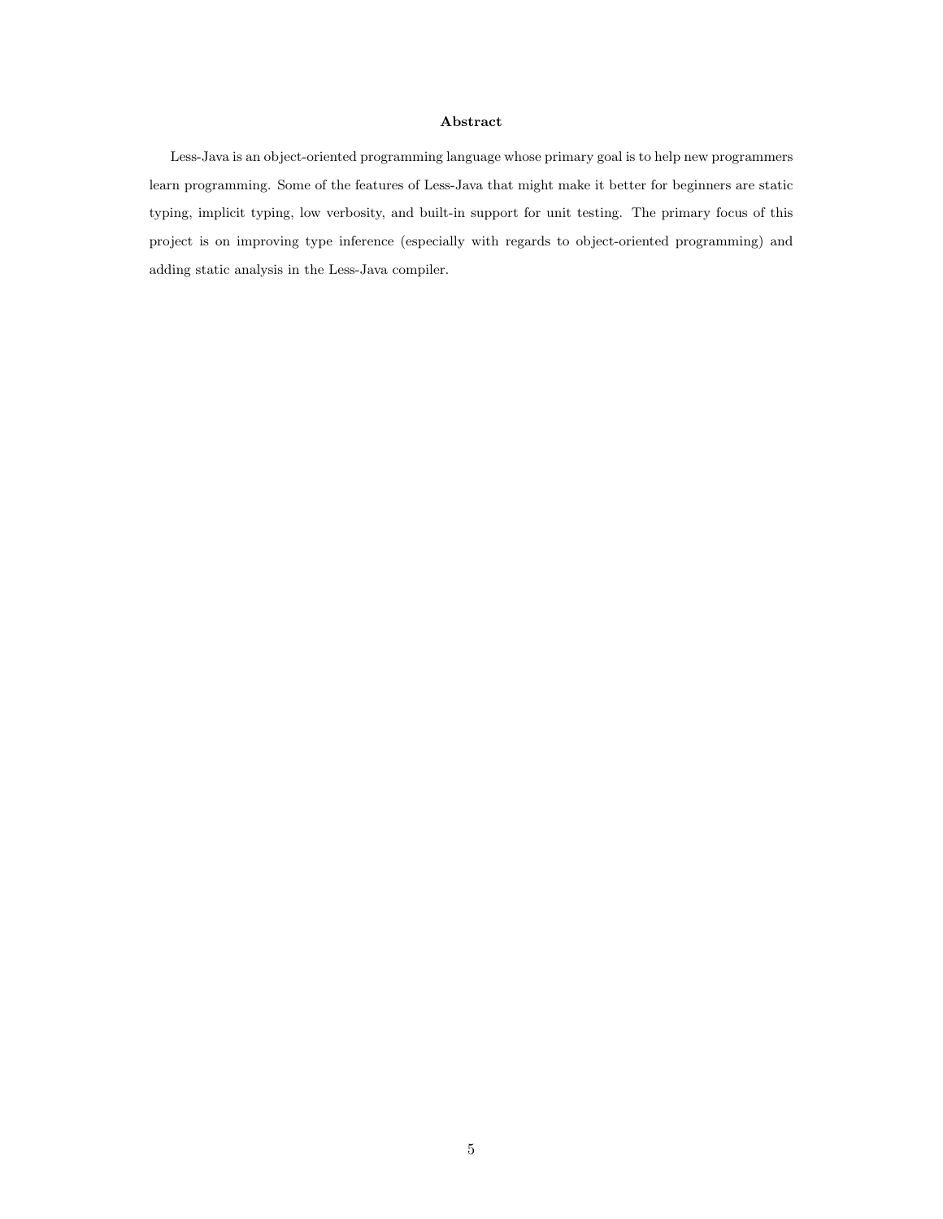# Abstract

Less-Java is an object-oriented programming language whose primary goal is to help new programmers learn programming. Some of the features of Less-Java that might make it better for beginners are static typing, implicit typing, low verbosity, and built-in support for unit testing. The primary focus of this project is on improving type inference (especially with regards to object-oriented programming) and adding static analysis in the Less-Java compiler.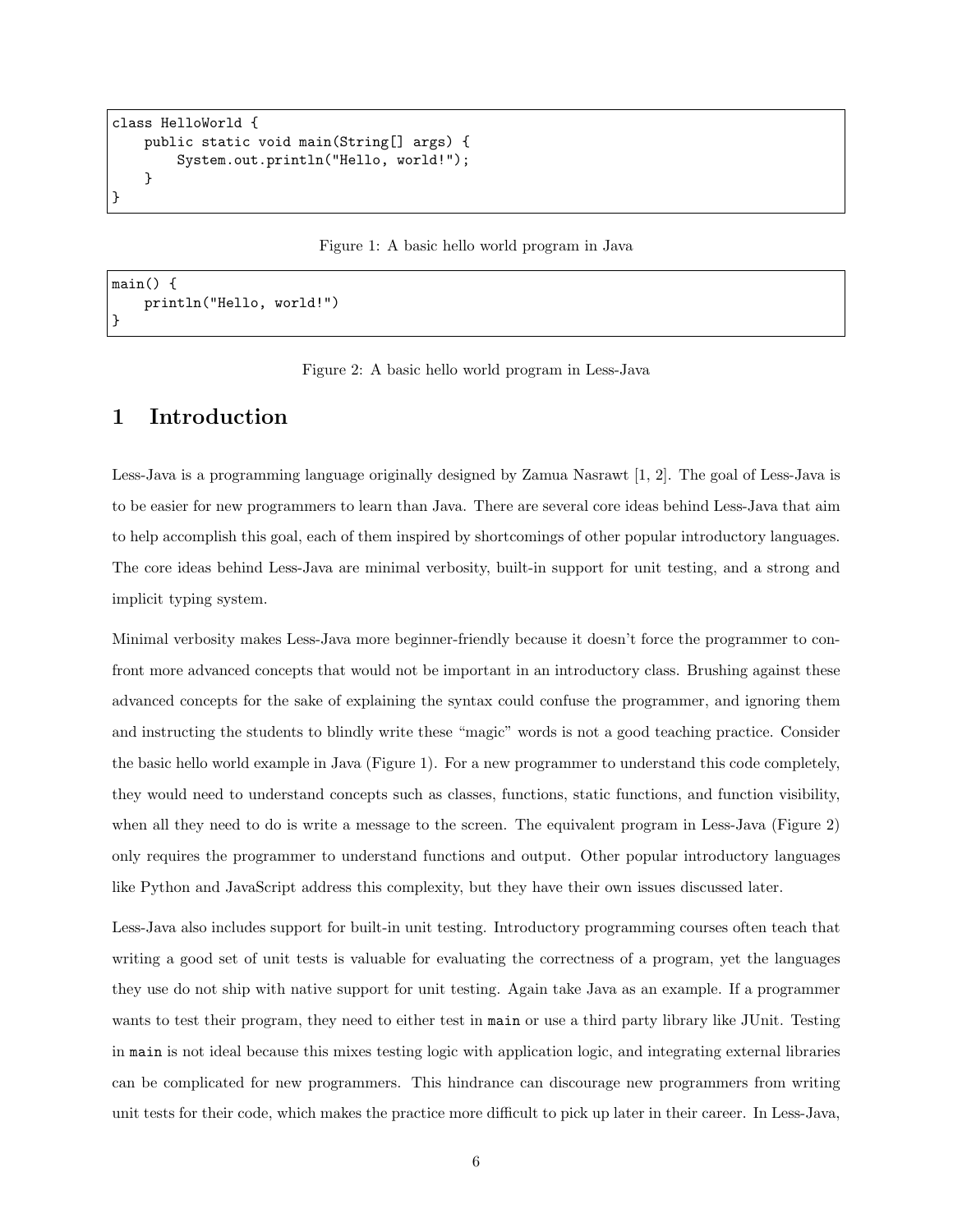```
class HelloWorld {
    public static void main(String[] args) {
        System.out.println("Hello, world!");
    }
}
```

Figure 1: A basic hello world program in Java

```
main() {
    println("Hello, world!")
}
```

Figure 2: A basic hello world program in Less-Java

# 1 Introduction

Less-Java is a programming language originally designed by Zamua Nasrawt [1, 2]. The goal of Less-Java is to be easier for new programmers to learn than Java. There are several core ideas behind Less-Java that aim to help accomplish this goal, each of them inspired by shortcomings of other popular introductory languages. The core ideas behind Less-Java are minimal verbosity, built-in support for unit testing, and a strong and implicit typing system.

Minimal verbosity makes Less-Java more beginner-friendly because it doesn't force the programmer to confront more advanced concepts that would not be important in an introductory class. Brushing against these advanced concepts for the sake of explaining the syntax could confuse the programmer, and ignoring them and instructing the students to blindly write these "magic" words is not a good teaching practice. Consider the basic hello world example in Java (Figure 1). For a new programmer to understand this code completely, they would need to understand concepts such as classes, functions, static functions, and function visibility, when all they need to do is write a message to the screen. The equivalent program in Less-Java (Figure 2) only requires the programmer to understand functions and output. Other popular introductory languages like Python and JavaScript address this complexity, but they have their own issues discussed later.

Less-Java also includes support for built-in unit testing. Introductory programming courses often teach that writing a good set of unit tests is valuable for evaluating the correctness of a program, yet the languages they use do not ship with native support for unit testing. Again take Java as an example. If a programmer wants to test their program, they need to either test in `main` or use a third party library like JUnit. Testing in `main` is not ideal because this mixes testing logic with application logic, and integrating external libraries can be complicated for new programmers. This hindrance can discourage new programmers from writing unit tests for their code, which makes the practice more difficult to pick up later in their career. In Less-Java,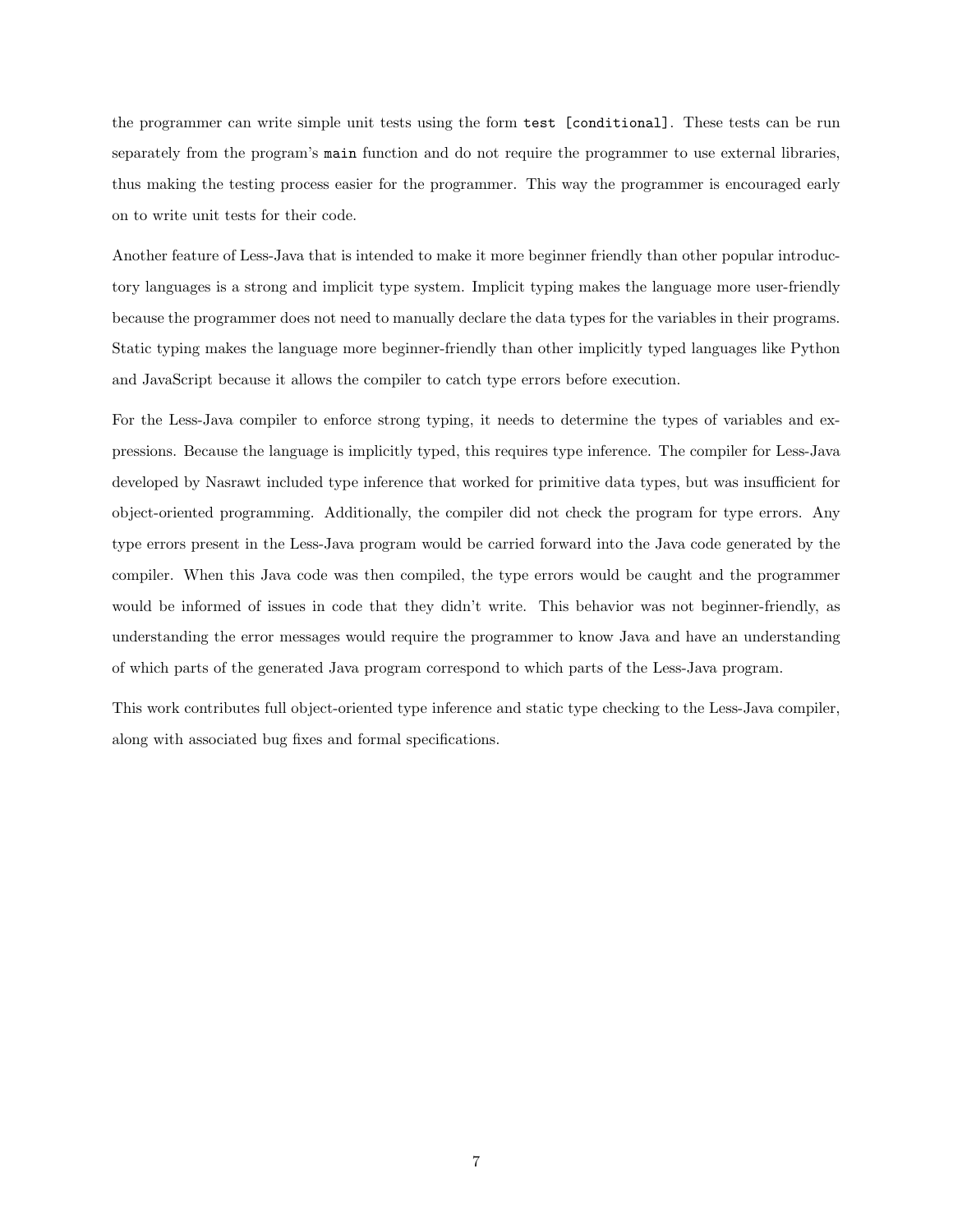the programmer can write simple unit tests using the form `test [conditional]`. These tests can be run separately from the program's `main` function and do not require the programmer to use external libraries, thus making the testing process easier for the programmer. This way the programmer is encouraged early on to write unit tests for their code.

Another feature of Less-Java that is intended to make it more beginner friendly than other popular introductory languages is a strong and implicit type system. Implicit typing makes the language more user-friendly because the programmer does not need to manually declare the data types for the variables in their programs. Static typing makes the language more beginner-friendly than other implicitly typed languages like Python and JavaScript because it allows the compiler to catch type errors before execution.

For the Less-Java compiler to enforce strong typing, it needs to determine the types of variables and expressions. Because the language is implicitly typed, this requires type inference. The compiler for Less-Java developed by Nasrawt included type inference that worked for primitive data types, but was insufficient for object-oriented programming. Additionally, the compiler did not check the program for type errors. Any type errors present in the Less-Java program would be carried forward into the Java code generated by the compiler. When this Java code was then compiled, the type errors would be caught and the programmer would be informed of issues in code that they didn't write. This behavior was not beginner-friendly, as understanding the error messages would require the programmer to know Java and have an understanding of which parts of the generated Java program correspond to which parts of the Less-Java program.

This work contributes full object-oriented type inference and static type checking to the Less-Java compiler, along with associated bug fixes and formal specifications.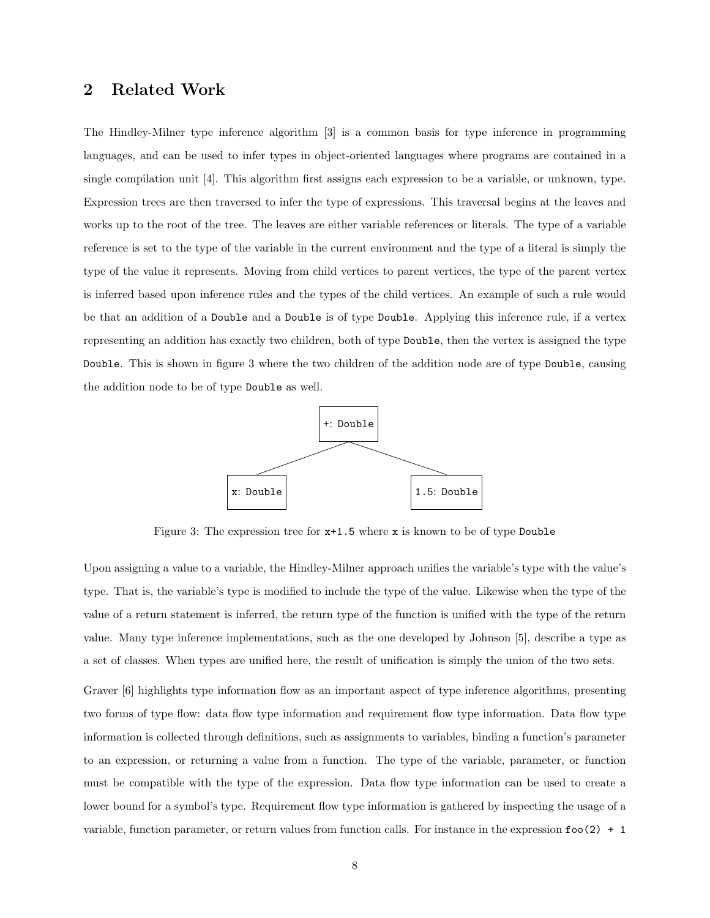## 2 Related Work

The Hindley-Milner type inference algorithm [3] is a common basis for type inference in programming languages, and can be used to infer types in object-oriented languages where programs are contained in a single compilation unit [4]. This algorithm first assigns each expression to be a variable, or unknown, type. Expression trees are then traversed to infer the type of expressions. This traversal begins at the leaves and works up to the root of the tree. The leaves are either variable references or literals. The type of a variable reference is set to the type of the variable in the current environment and the type of a literal is simply the type of the value it represents. Moving from child vertices to parent vertices, the type of the parent vertex is inferred based upon inference rules and the types of the child vertices. An example of such a rule would be that an addition of a `Double` and a `Double` is of type `Double`. Applying this inference rule, if a vertex representing an addition has exactly two children, both of type `Double`, then the vertex is assigned the type `Double`. This is shown in figure 3 where the two children of the addition node are of type `Double`, causing the addition node to be of type `Double` as well.

```
          +: Double
         /         \
   x: Double     1.5: Double
```

Figure 3: The expression tree for `x+1.5` where `x` is known to be of type `Double`

Upon assigning a value to a variable, the Hindley-Milner approach unifies the variable's type with the value's type. That is, the variable's type is modified to include the type of the value. Likewise when the type of the value of a return statement is inferred, the return type of the function is unified with the type of the return value. Many type inference implementations, such as the one developed by Johnson [5], describe a type as a set of classes. When types are unified here, the result of unification is simply the union of the two sets.

Graver [6] highlights type information flow as an important aspect of type inference algorithms, presenting two forms of type flow: data flow type information and requirement flow type information. Data flow type information is collected through definitions, such as assignments to variables, binding a function's parameter to an expression, or returning a value from a function. The type of the variable, parameter, or function must be compatible with the type of the expression. Data flow type information can be used to create a lower bound for a symbol's type. Requirement flow type information is gathered by inspecting the usage of a variable, function parameter, or return values from function calls. For instance in the expression `foo(2) + 1`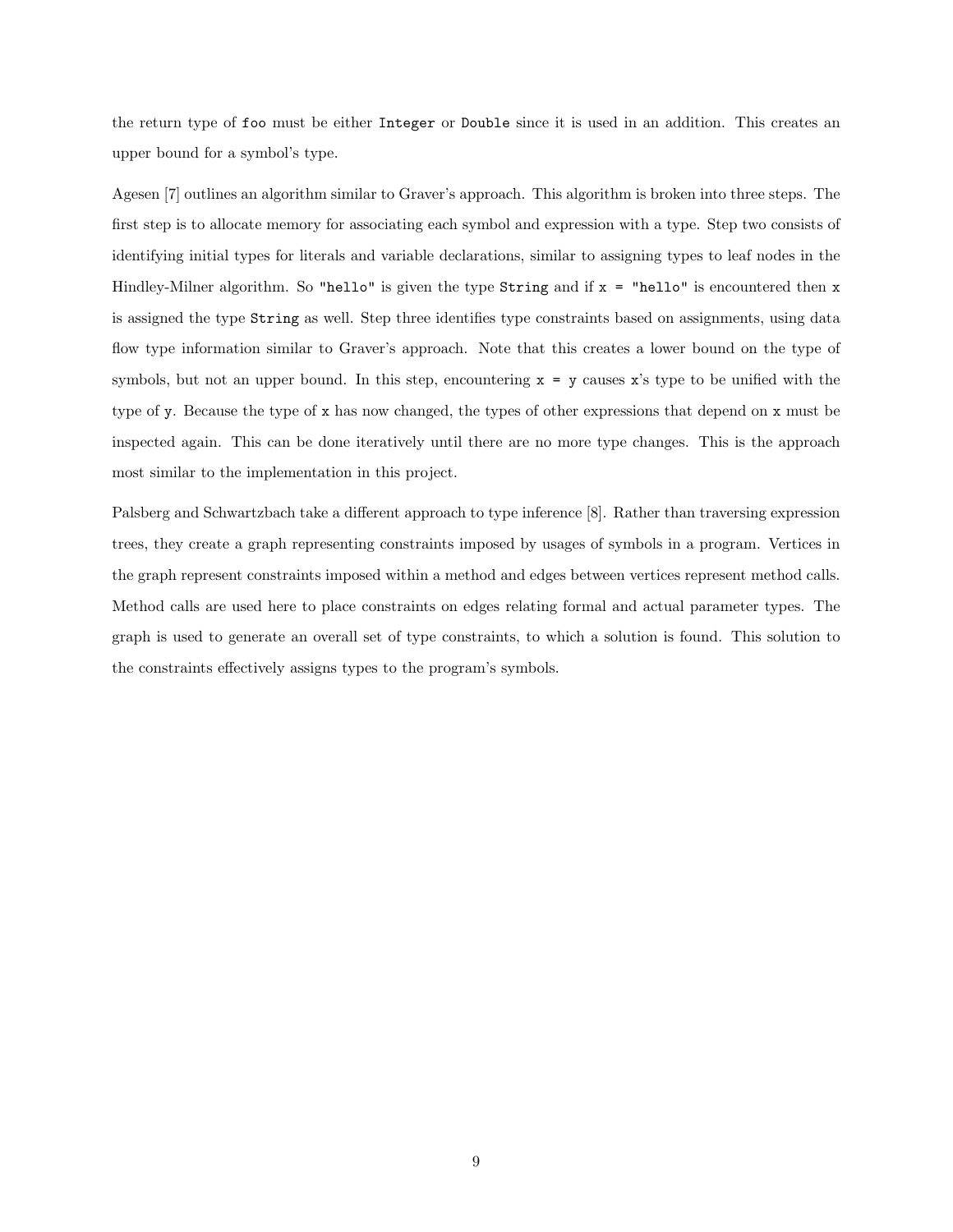the return type of `foo` must be either `Integer` or `Double` since it is used in an addition. This creates an upper bound for a symbol's type.

Agesen [7] outlines an algorithm similar to Graver's approach. This algorithm is broken into three steps. The first step is to allocate memory for associating each symbol and expression with a type. Step two consists of identifying initial types for literals and variable declarations, similar to assigning types to leaf nodes in the Hindley-Milner algorithm. So `"hello"` is given the type `String` and if `x = "hello"` is encountered then `x` is assigned the type `String` as well. Step three identifies type constraints based on assignments, using data flow type information similar to Graver's approach. Note that this creates a lower bound on the type of symbols, but not an upper bound. In this step, encountering `x = y` causes `x`'s type to be unified with the type of `y`. Because the type of `x` has now changed, the types of other expressions that depend on `x` must be inspected again. This can be done iteratively until there are no more type changes. This is the approach most similar to the implementation in this project.

Palsberg and Schwartzbach take a different approach to type inference [8]. Rather than traversing expression trees, they create a graph representing constraints imposed by usages of symbols in a program. Vertices in the graph represent constraints imposed within a method and edges between vertices represent method calls. Method calls are used here to place constraints on edges relating formal and actual parameter types. The graph is used to generate an overall set of type constraints, to which a solution is found. This solution to the constraints effectively assigns types to the program's symbols.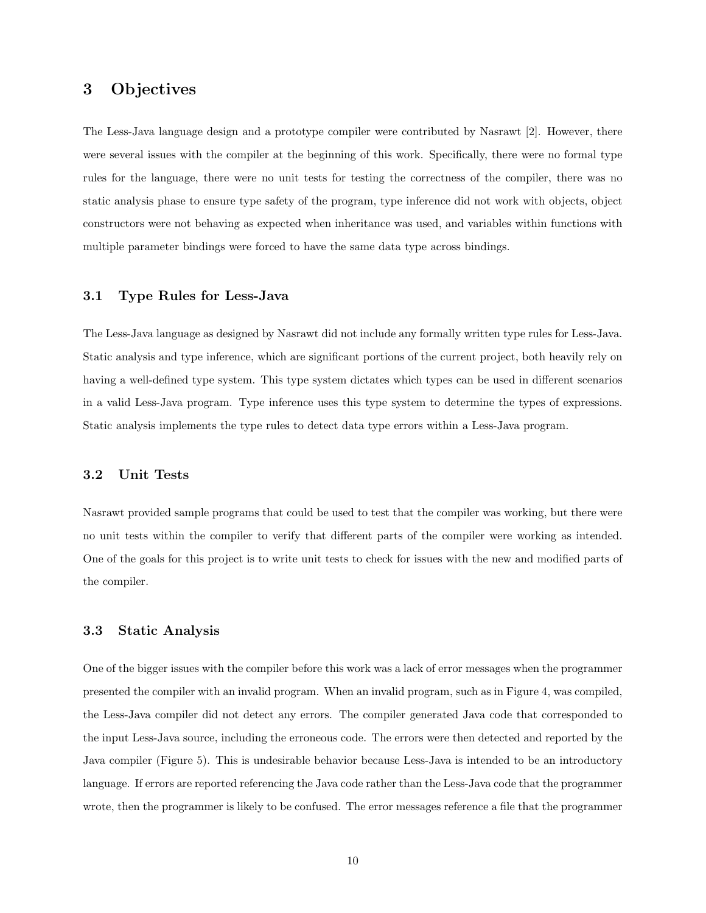## 3 Objectives

The Less-Java language design and a prototype compiler were contributed by Nasrawt [2]. However, there were several issues with the compiler at the beginning of this work. Specifically, there were no formal type rules for the language, there were no unit tests for testing the correctness of the compiler, there was no static analysis phase to ensure type safety of the program, type inference did not work with objects, object constructors were not behaving as expected when inheritance was used, and variables within functions with multiple parameter bindings were forced to have the same data type across bindings.

### 3.1 Type Rules for Less-Java

The Less-Java language as designed by Nasrawt did not include any formally written type rules for Less-Java. Static analysis and type inference, which are significant portions of the current project, both heavily rely on having a well-defined type system. This type system dictates which types can be used in different scenarios in a valid Less-Java program. Type inference uses this type system to determine the types of expressions. Static analysis implements the type rules to detect data type errors within a Less-Java program.

### 3.2 Unit Tests

Nasrawt provided sample programs that could be used to test that the compiler was working, but there were no unit tests within the compiler to verify that different parts of the compiler were working as intended. One of the goals for this project is to write unit tests to check for issues with the new and modified parts of the compiler.

### 3.3 Static Analysis

One of the bigger issues with the compiler before this work was a lack of error messages when the programmer presented the compiler with an invalid program. When an invalid program, such as in Figure 4, was compiled, the Less-Java compiler did not detect any errors. The compiler generated Java code that corresponded to the input Less-Java source, including the erroneous code. The errors were then detected and reported by the Java compiler (Figure 5). This is undesirable behavior because Less-Java is intended to be an introductory language. If errors are reported referencing the Java code rather than the Less-Java code that the programmer wrote, then the programmer is likely to be confused. The error messages reference a file that the programmer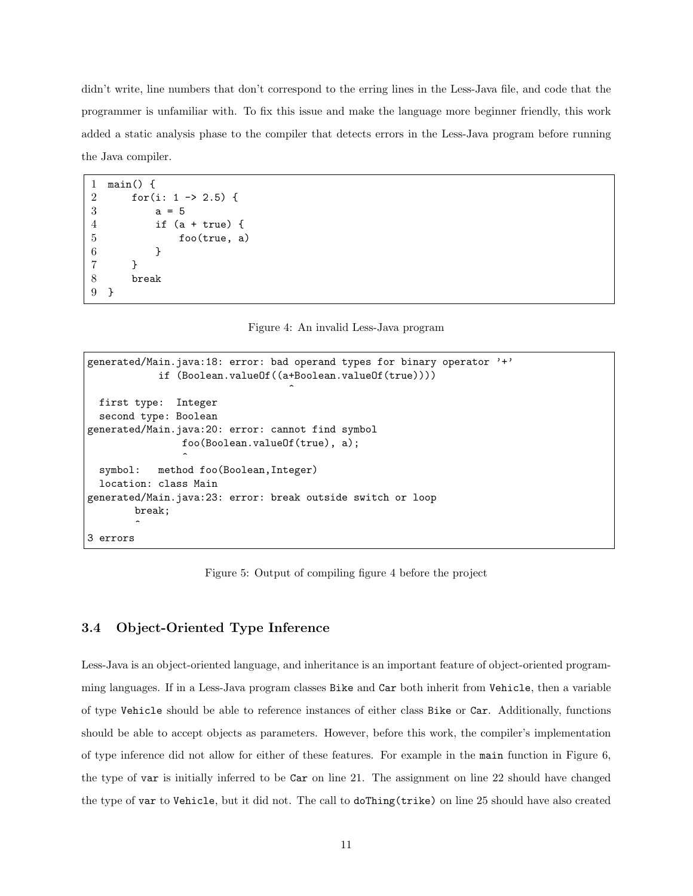didn't write, line numbers that don't correspond to the erring lines in the Less-Java file, and code that the programmer is unfamiliar with. To fix this issue and make the language more beginner friendly, this work added a static analysis phase to the compiler that detects errors in the Less-Java program before running the Java compiler.

```
1  main() {
2      for(i: 1 -> 2.5) {
3          a = 5
4          if (a + true) {
5              foo(true, a)
6          }
7      }
8      break
9  }
```

Figure 4: An invalid Less-Java program

```
generated/Main.java:18: error: bad operand types for binary operator '+'
            if (Boolean.valueOf((a+Boolean.valueOf(true))))
                                  ^
  first type:  Integer
  second type: Boolean
generated/Main.java:20: error: cannot find symbol
                foo(Boolean.valueOf(true), a);
                ^
  symbol:   method foo(Boolean,Integer)
  location: class Main
generated/Main.java:23: error: break outside switch or loop
        break;
        ^
3 errors
```

Figure 5: Output of compiling figure 4 before the project

### 3.4 Object-Oriented Type Inference

Less-Java is an object-oriented language, and inheritance is an important feature of object-oriented programming languages. If in a Less-Java program classes `Bike` and `Car` both inherit from `Vehicle`, then a variable of type `Vehicle` should be able to reference instances of either class `Bike` or `Car`. Additionally, functions should be able to accept objects as parameters. However, before this work, the compiler's implementation of type inference did not allow for either of these features. For example in the `main` function in Figure 6, the type of `var` is initially inferred to be `Car` on line 21. The assignment on line 22 should have changed the type of `var` to `Vehicle`, but it did not. The call to `doThing(trike)` on line 25 should have also created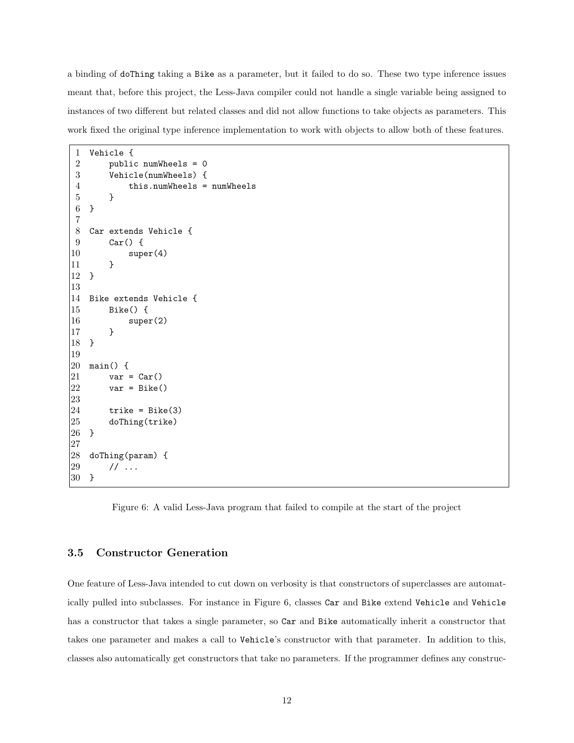a binding of doThing taking a Bike as a parameter, but it failed to do so. These two type inference issues meant that, before this project, the Less-Java compiler could not handle a single variable being assigned to instances of two different but related classes and did not allow functions to take objects as parameters. This work fixed the original type inference implementation to work with objects to allow both of these features.

```
1  Vehicle {
2      public numWheels = 0
3      Vehicle(numWheels) {
4          this.numWheels = numWheels
5      }
6  }
7
8  Car extends Vehicle {
9      Car() {
10         super(4)
11     }
12 }
13
14 Bike extends Vehicle {
15     Bike() {
16         super(2)
17     }
18 }
19
20 main() {
21     var = Car()
22     var = Bike()
23
24     trike = Bike(3)
25     doThing(trike)
26 }
27
28 doThing(param) {
29     // ...
30 }
```

Figure 6: A valid Less-Java program that failed to compile at the start of the project

### 3.5 Constructor Generation

One feature of Less-Java intended to cut down on verbosity is that constructors of superclasses are automatically pulled into subclasses. For instance in Figure 6, classes Car and Bike extend Vehicle and Vehicle has a constructor that takes a single parameter, so Car and Bike automatically inherit a constructor that takes one parameter and makes a call to Vehicle's constructor with that parameter. In addition to this, classes also automatically get constructors that take no parameters. If the programmer defines any construc-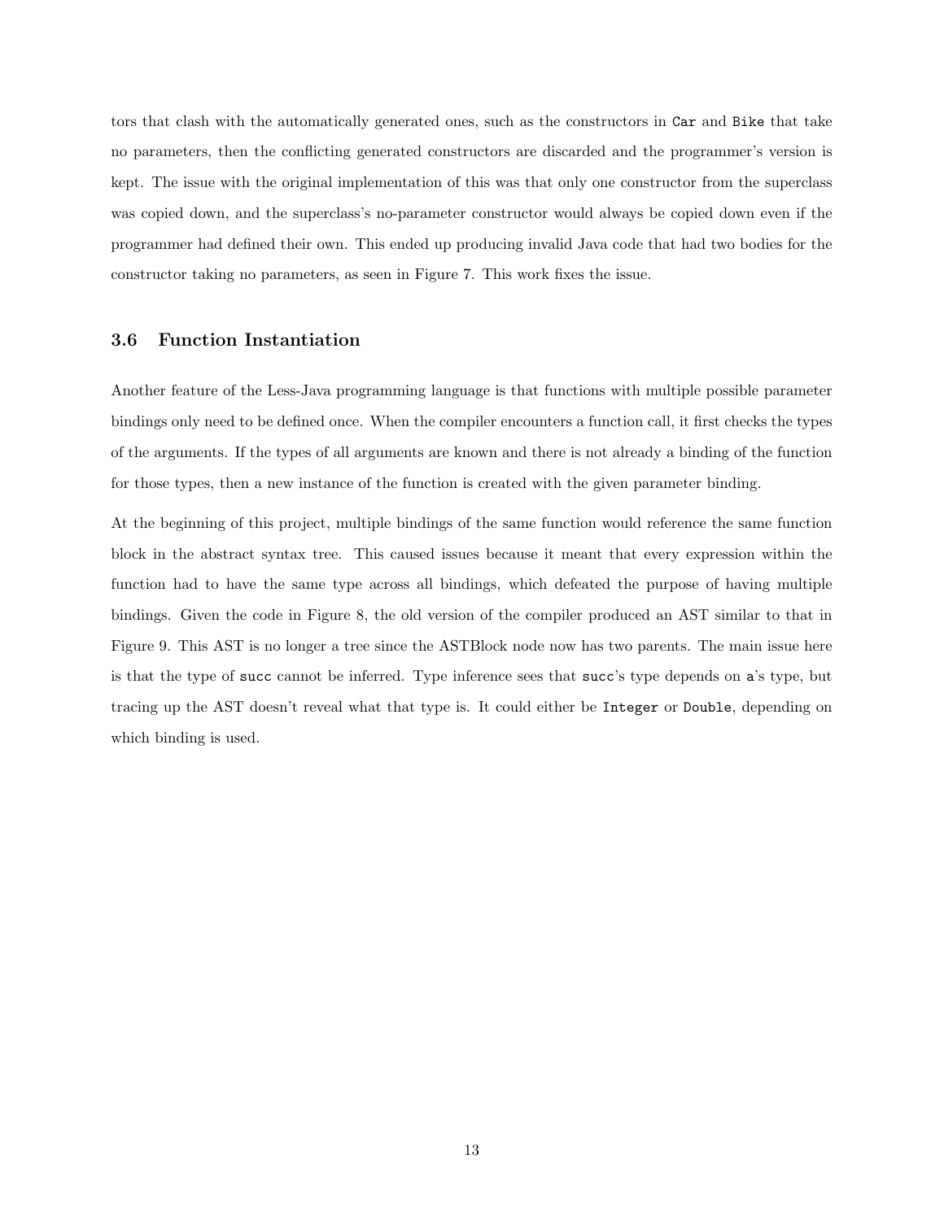tors that clash with the automatically generated ones, such as the constructors in `Car` and `Bike` that take no parameters, then the conflicting generated constructors are discarded and the programmer's version is kept. The issue with the original implementation of this was that only one constructor from the superclass was copied down, and the superclass's no-parameter constructor would always be copied down even if the programmer had defined their own. This ended up producing invalid Java code that had two bodies for the constructor taking no parameters, as seen in Figure 7. This work fixes the issue.

### 3.6 Function Instantiation

Another feature of the Less-Java programming language is that functions with multiple possible parameter bindings only need to be defined once. When the compiler encounters a function call, it first checks the types of the arguments. If the types of all arguments are known and there is not already a binding of the function for those types, then a new instance of the function is created with the given parameter binding.

At the beginning of this project, multiple bindings of the same function would reference the same function block in the abstract syntax tree. This caused issues because it meant that every expression within the function had to have the same type across all bindings, which defeated the purpose of having multiple bindings. Given the code in Figure 8, the old version of the compiler produced an AST similar to that in Figure 9. This AST is no longer a tree since the ASTBlock node now has two parents. The main issue here is that the type of `succ` cannot be inferred. Type inference sees that `succ`'s type depends on `a`'s type, but tracing up the AST doesn't reveal what that type is. It could either be `Integer` or `Double`, depending on which binding is used.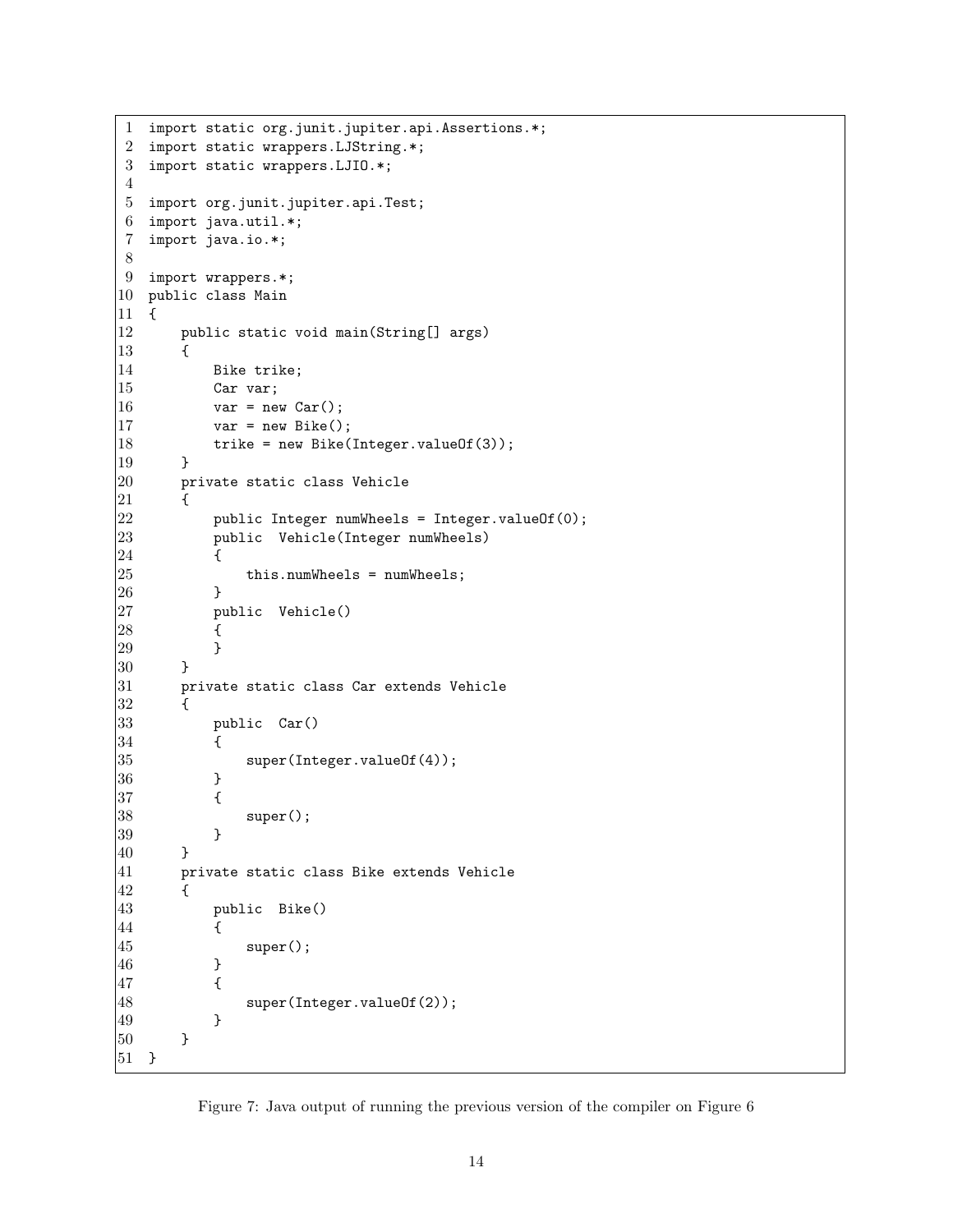```java
import static org.junit.jupiter.api.Assertions.*;
import static wrappers.LJString.*;
import static wrappers.LJIO.*;

import org.junit.jupiter.api.Test;
import java.util.*;
import java.io.*;

import wrappers.*;
public class Main
{
    public static void main(String[] args)
    {
        Bike trike;
        Car var;
        var = new Car();
        var = new Bike();
        trike = new Bike(Integer.valueOf(3));
    }
    private static class Vehicle
    {
        public Integer numWheels = Integer.valueOf(0);
        public  Vehicle(Integer numWheels)
        {
            this.numWheels = numWheels;
        }
        public  Vehicle()
        {
        }
    }
    private static class Car extends Vehicle
    {
        public  Car()
        {
            super(Integer.valueOf(4));
        }
        {
            super();
        }
    }
    private static class Bike extends Vehicle
    {
        public  Bike()
        {
            super();
        }
        {
            super(Integer.valueOf(2));
        }
    }
}
```

Figure 7: Java output of running the previous version of the compiler on Figure 6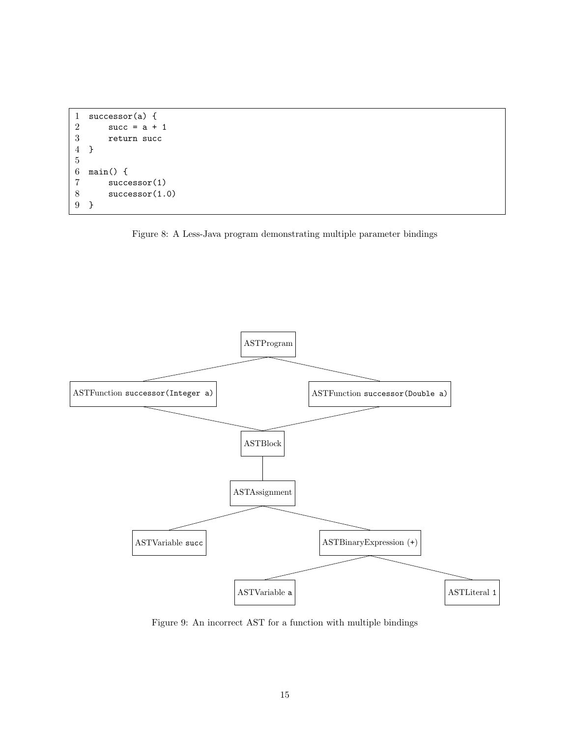```
1  successor(a) {
2      succ = a + 1
3      return succ
4  }
5
6  main() {
7      successor(1)
8      successor(1.0)
9  }
```

Figure 8: A Less-Java program demonstrating multiple parameter bindings

```
                              ASTProgram
                             /          \
ASTFunction successor(Integer a)    ASTFunction successor(Double a)
                             \          /
                               ASTBlock
                                  |
                            ASTAssignment
                           /             \
              ASTVariable succ     ASTBinaryExpression (+)
                                       /              \
                              ASTVariable a        ASTLiteral 1
```

Figure 9: An incorrect AST for a function with multiple bindings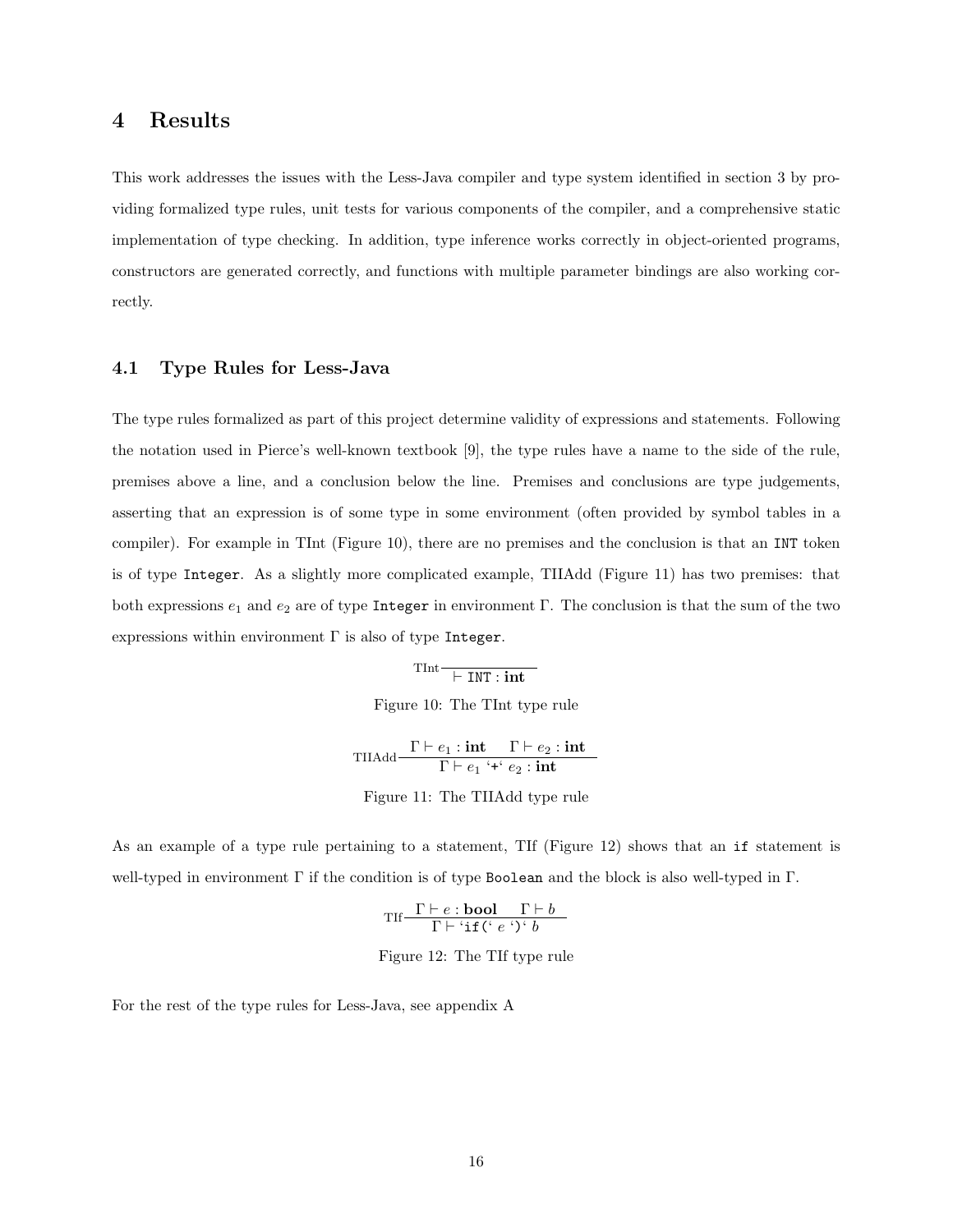# 4 Results

This work addresses the issues with the Less-Java compiler and type system identified in section 3 by providing formalized type rules, unit tests for various components of the compiler, and a comprehensive static implementation of type checking. In addition, type inference works correctly in object-oriented programs, constructors are generated correctly, and functions with multiple parameter bindings are also working correctly.

## 4.1 Type Rules for Less-Java

The type rules formalized as part of this project determine validity of expressions and statements. Following the notation used in Pierce's well-known textbook [9], the type rules have a name to the side of the rule, premises above a line, and a conclusion below the line. Premises and conclusions are type judgements, asserting that an expression is of some type in some environment (often provided by symbol tables in a compiler). For example in TInt (Figure 10), there are no premises and the conclusion is that an `INT` token is of type `Integer`. As a slightly more complicated example, TIIAdd (Figure 11) has two premises: that both expressions $e_1$ and $e_2$ are of type `Integer` in environment $\Gamma$. The conclusion is that the sum of the two expressions within environment $\Gamma$ is also of type `Integer`.

$$\text{TInt}\frac{}{\vdash \texttt{INT} : \textbf{int}}$$

Figure 10: The TInt type rule

$$\text{TIIAdd}\frac{\Gamma \vdash e_1 : \textbf{int} \qquad \Gamma \vdash e_2 : \textbf{int}}{\Gamma \vdash e_1 \text{ `}\texttt{+}\text{` } e_2 : \textbf{int}}$$

Figure 11: The TIIAdd type rule

As an example of a type rule pertaining to a statement, TIf (Figure 12) shows that an `if` statement is well-typed in environment $\Gamma$ if the condition is of type `Boolean` and the block is also well-typed in $\Gamma$.

$$\text{TIf}\frac{\Gamma \vdash e : \textbf{bool} \qquad \Gamma \vdash b}{\Gamma \vdash \text{`}\texttt{if(}\text{` } e \text{ `}\texttt{)}\text{` } b}$$

Figure 12: The TIf type rule

For the rest of the type rules for Less-Java, see appendix A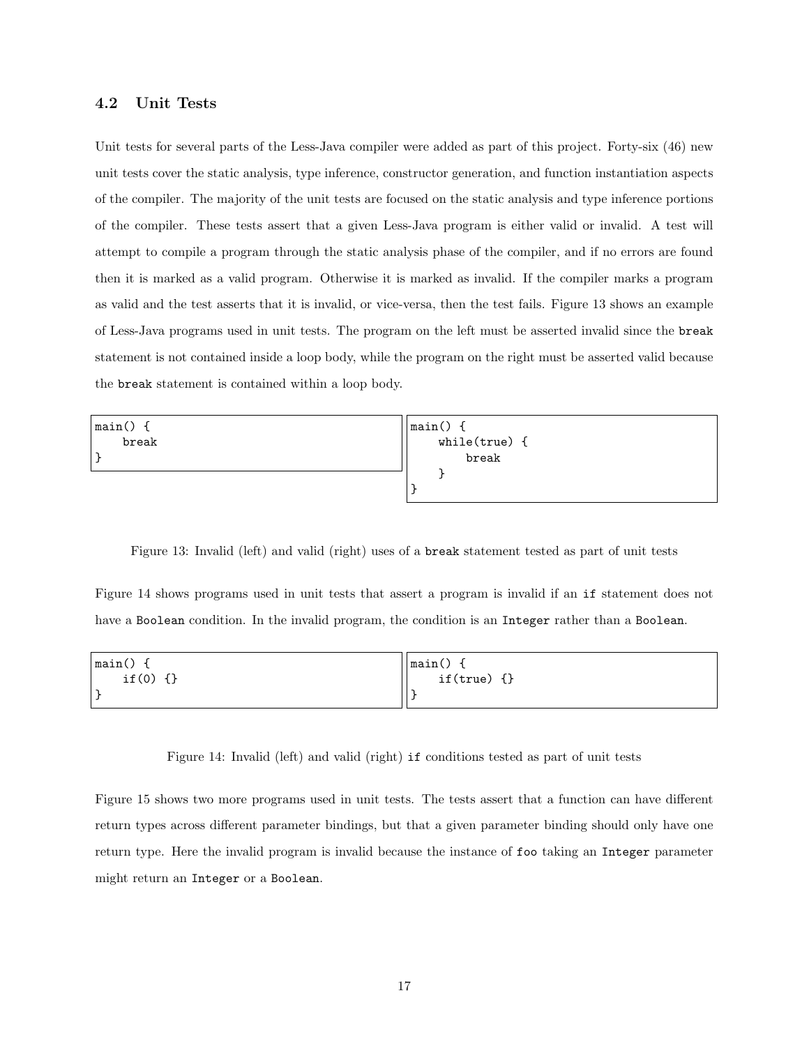### 4.2 Unit Tests

Unit tests for several parts of the Less-Java compiler were added as part of this project. Forty-six (46) new unit tests cover the static analysis, type inference, constructor generation, and function instantiation aspects of the compiler. The majority of the unit tests are focused on the static analysis and type inference portions of the compiler. These tests assert that a given Less-Java program is either valid or invalid. A test will attempt to compile a program through the static analysis phase of the compiler, and if no errors are found then it is marked as a valid program. Otherwise it is marked as invalid. If the compiler marks a program as valid and the test asserts that it is invalid, or vice-versa, then the test fails. Figure 13 shows an example of Less-Java programs used in unit tests. The program on the left must be asserted invalid since the `break` statement is not contained inside a loop body, while the program on the right must be asserted valid because the `break` statement is contained within a loop body.

```
main() {
    break
}
```

```
main() {
    while(true) {
        break
    }
}
```

Figure 13: Invalid (left) and valid (right) uses of a `break` statement tested as part of unit tests

Figure 14 shows programs used in unit tests that assert a program is invalid if an `if` statement does not have a `Boolean` condition. In the invalid program, the condition is an `Integer` rather than a `Boolean`.

```
main() {
    if(0) {}
}
```

```
main() {
    if(true) {}
}
```

Figure 14: Invalid (left) and valid (right) `if` conditions tested as part of unit tests

Figure 15 shows two more programs used in unit tests. The tests assert that a function can have different return types across different parameter bindings, but that a given parameter binding should only have one return type. Here the invalid program is invalid because the instance of `foo` taking an `Integer` parameter might return an `Integer` or a `Boolean`.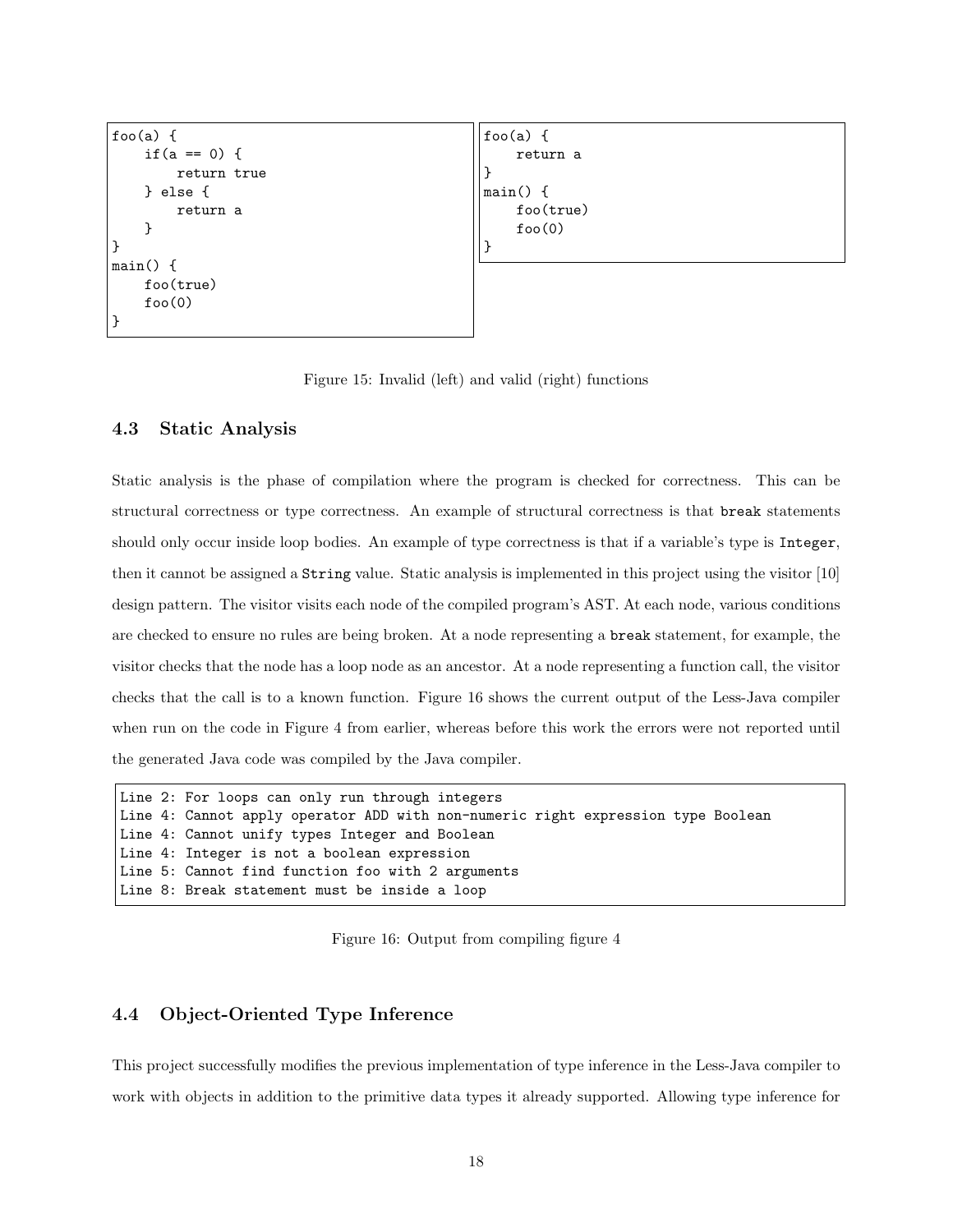```
foo(a) {
    if(a == 0) {
        return true
    } else {
        return a
    }
}
main() {
    foo(true)
    foo(0)
}
```

```
foo(a) {
    return a
}
main() {
    foo(true)
    foo(0)
}
```

Figure 15: Invalid (left) and valid (right) functions

### 4.3 Static Analysis

Static analysis is the phase of compilation where the program is checked for correctness. This can be structural correctness or type correctness. An example of structural correctness is that `break` statements should only occur inside loop bodies. An example of type correctness is that if a variable's type is `Integer`, then it cannot be assigned a `String` value. Static analysis is implemented in this project using the visitor [10] design pattern. The visitor visits each node of the compiled program's AST. At each node, various conditions are checked to ensure no rules are being broken. At a node representing a `break` statement, for example, the visitor checks that the node has a loop node as an ancestor. At a node representing a function call, the visitor checks that the call is to a known function. Figure 16 shows the current output of the Less-Java compiler when run on the code in Figure 4 from earlier, whereas before this work the errors were not reported until the generated Java code was compiled by the Java compiler.

```
Line 2: For loops can only run through integers
Line 4: Cannot apply operator ADD with non-numeric right expression type Boolean
Line 4: Cannot unify types Integer and Boolean
Line 4: Integer is not a boolean expression
Line 5: Cannot find function foo with 2 arguments
Line 8: Break statement must be inside a loop
```

Figure 16: Output from compiling figure 4

### 4.4 Object-Oriented Type Inference

This project successfully modifies the previous implementation of type inference in the Less-Java compiler to work with objects in addition to the primitive data types it already supported. Allowing type inference for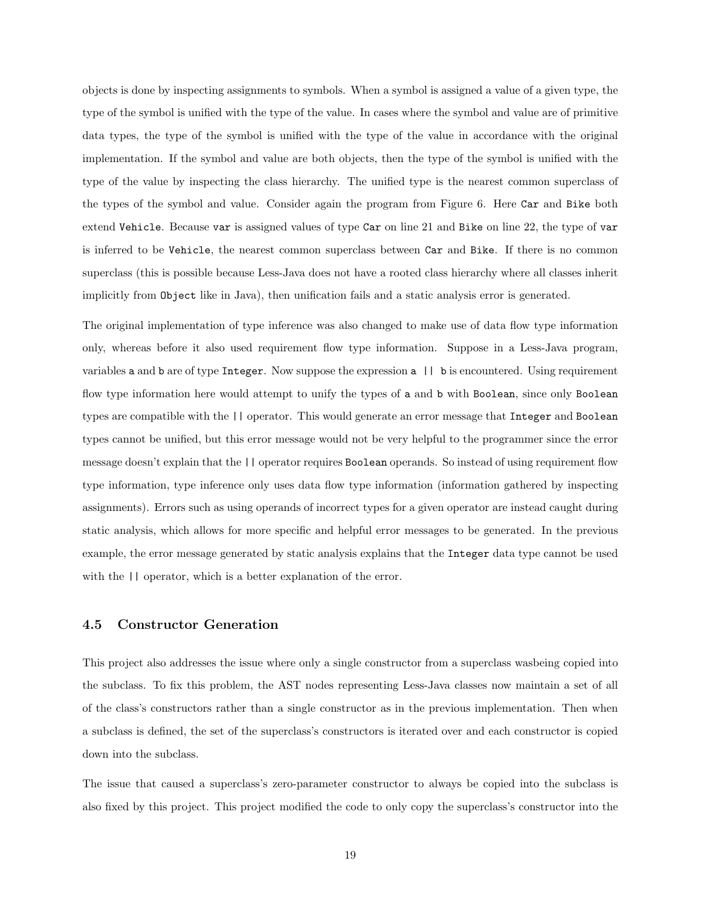objects is done by inspecting assignments to symbols. When a symbol is assigned a value of a given type, the type of the symbol is unified with the type of the value. In cases where the symbol and value are of primitive data types, the type of the symbol is unified with the type of the value in accordance with the original implementation. If the symbol and value are both objects, then the type of the symbol is unified with the type of the value by inspecting the class hierarchy. The unified type is the nearest common superclass of the types of the symbol and value. Consider again the program from Figure 6. Here `Car` and `Bike` both extend `Vehicle`. Because `var` is assigned values of type `Car` on line 21 and `Bike` on line 22, the type of `var` is inferred to be `Vehicle`, the nearest common superclass between `Car` and `Bike`. If there is no common superclass (this is possible because Less-Java does not have a rooted class hierarchy where all classes inherit implicitly from `Object` like in Java), then unification fails and a static analysis error is generated.

The original implementation of type inference was also changed to make use of data flow type information only, whereas before it also used requirement flow type information. Suppose in a Less-Java program, variables `a` and `b` are of type `Integer`. Now suppose the expression `a || b` is encountered. Using requirement flow type information here would attempt to unify the types of `a` and `b` with `Boolean`, since only `Boolean` types are compatible with the `||` operator. This would generate an error message that `Integer` and `Boolean` types cannot be unified, but this error message would not be very helpful to the programmer since the error message doesn't explain that the `||` operator requires `Boolean` operands. So instead of using requirement flow type information, type inference only uses data flow type information (information gathered by inspecting assignments). Errors such as using operands of incorrect types for a given operator are instead caught during static analysis, which allows for more specific and helpful error messages to be generated. In the previous example, the error message generated by static analysis explains that the `Integer` data type cannot be used with the `||` operator, which is a better explanation of the error.

### 4.5 Constructor Generation

This project also addresses the issue where only a single constructor from a superclass wasbeing copied into the subclass. To fix this problem, the AST nodes representing Less-Java classes now maintain a set of all of the class's constructors rather than a single constructor as in the previous implementation. Then when a subclass is defined, the set of the superclass's constructors is iterated over and each constructor is copied down into the subclass.

The issue that caused a superclass's zero-parameter constructor to always be copied into the subclass is also fixed by this project. This project modified the code to only copy the superclass's constructor into the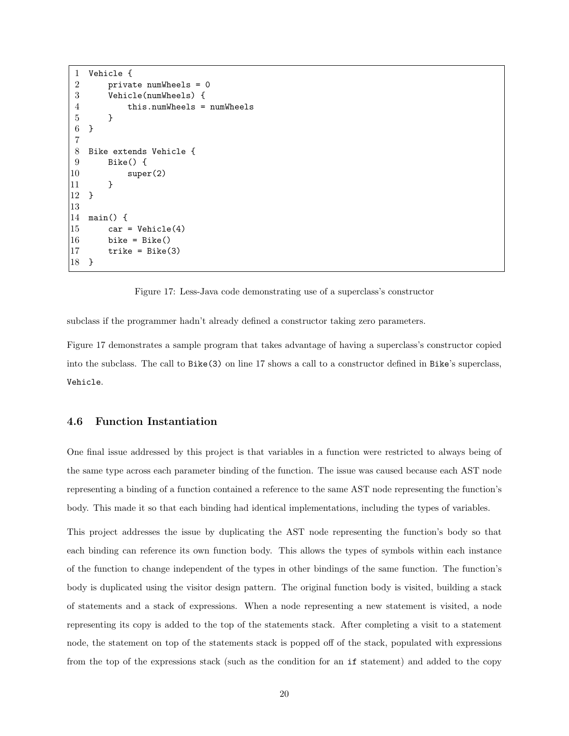```
1  Vehicle {
2      private numWheels = 0
3      Vehicle(numWheels) {
4          this.numWheels = numWheels
5      }
6  }
7
8  Bike extends Vehicle {
9      Bike() {
10         super(2)
11     }
12 }
13
14 main() {
15     car = Vehicle(4)
16     bike = Bike()
17     trike = Bike(3)
18 }
```

Figure 17: Less-Java code demonstrating use of a superclass's constructor

subclass if the programmer hadn't already defined a constructor taking zero parameters.

Figure 17 demonstrates a sample program that takes advantage of having a superclass's constructor copied into the subclass. The call to `Bike(3)` on line 17 shows a call to a constructor defined in `Bike`'s superclass, `Vehicle`.

### 4.6 Function Instantiation

One final issue addressed by this project is that variables in a function were restricted to always being of the same type across each parameter binding of the function. The issue was caused because each AST node representing a binding of a function contained a reference to the same AST node representing the function's body. This made it so that each binding had identical implementations, including the types of variables.

This project addresses the issue by duplicating the AST node representing the function's body so that each binding can reference its own function body. This allows the types of symbols within each instance of the function to change independent of the types in other bindings of the same function. The function's body is duplicated using the visitor design pattern. The original function body is visited, building a stack of statements and a stack of expressions. When a node representing a new statement is visited, a node representing its copy is added to the top of the statements stack. After completing a visit to a statement node, the statement on top of the statements stack is popped off of the stack, populated with expressions from the top of the expressions stack (such as the condition for an `if` statement) and added to the copy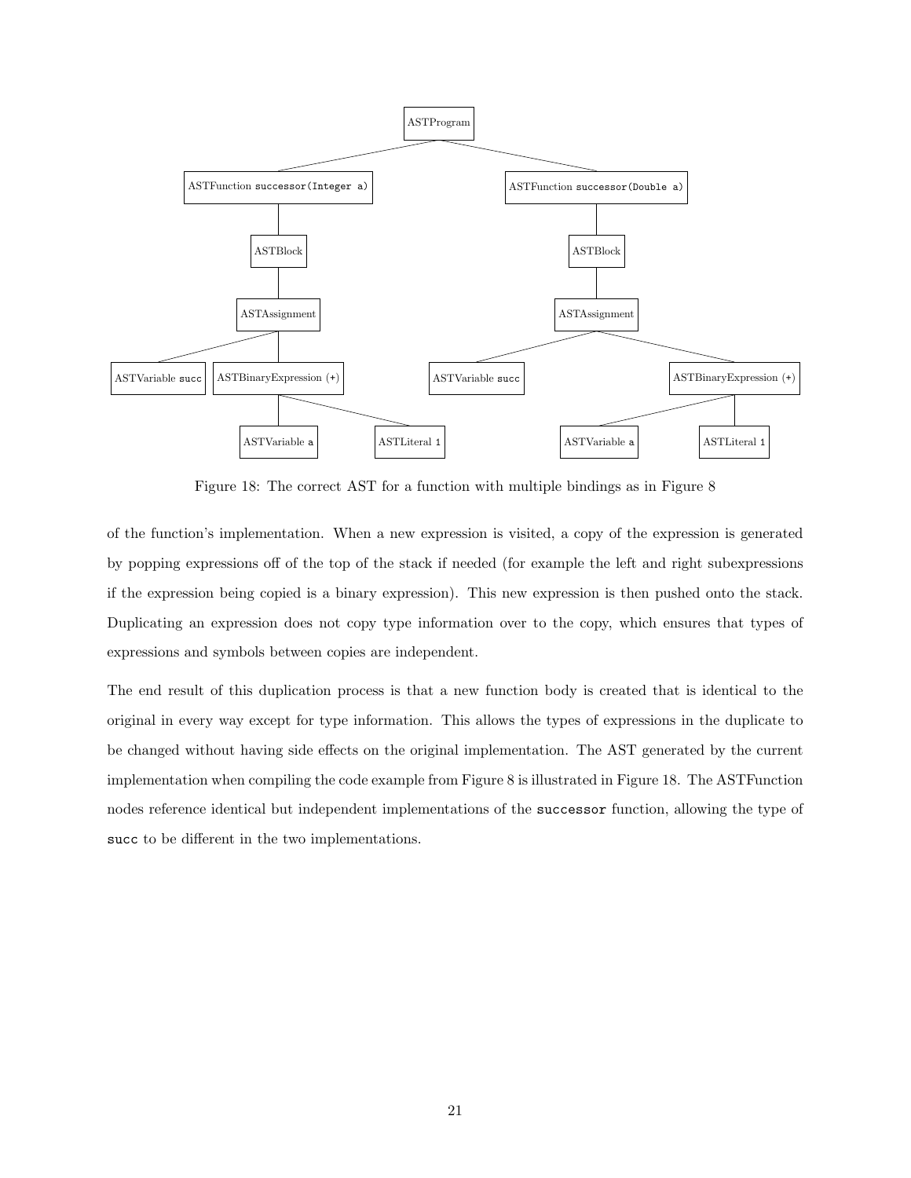Figure 18: The correct AST for a function with multiple bindings as in Figure 8

of the function's implementation. When a new expression is visited, a copy of the expression is generated by popping expressions off of the top of the stack if needed (for example the left and right subexpressions if the expression being copied is a binary expression). This new expression is then pushed onto the stack. Duplicating an expression does not copy type information over to the copy, which ensures that types of expressions and symbols between copies are independent.

The end result of this duplication process is that a new function body is created that is identical to the original in every way except for type information. This allows the types of expressions in the duplicate to be changed without having side effects on the original implementation. The AST generated by the current implementation when compiling the code example from Figure 8 is illustrated in Figure 18. The ASTFunction nodes reference identical but independent implementations of the `successor` function, allowing the type of `succ` to be different in the two implementations.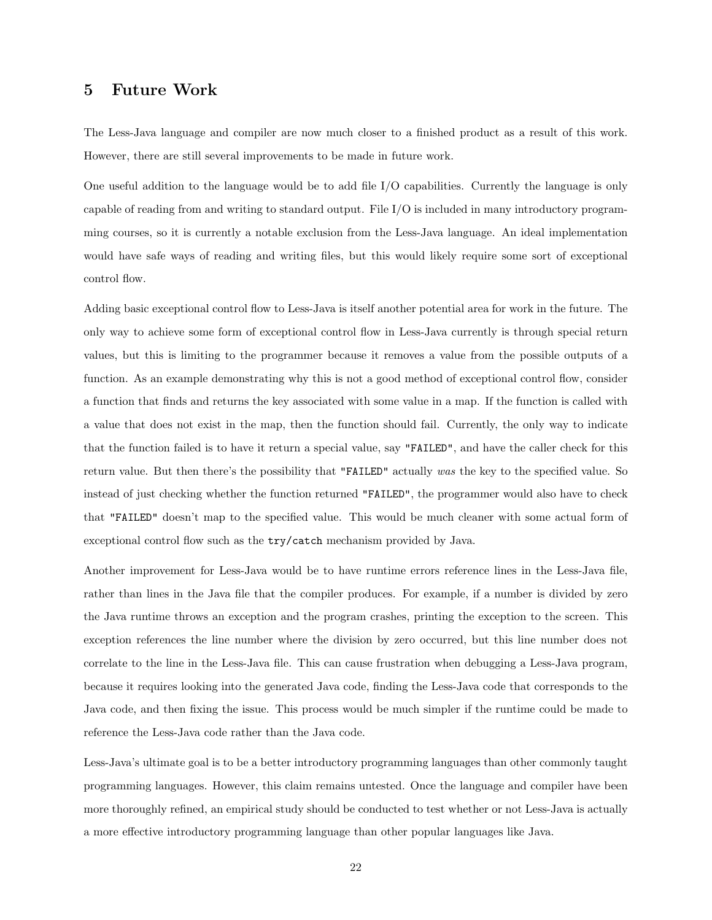## 5 Future Work

The Less-Java language and compiler are now much closer to a finished product as a result of this work. However, there are still several improvements to be made in future work.

One useful addition to the language would be to add file I/O capabilities. Currently the language is only capable of reading from and writing to standard output. File I/O is included in many introductory programming courses, so it is currently a notable exclusion from the Less-Java language. An ideal implementation would have safe ways of reading and writing files, but this would likely require some sort of exceptional control flow.

Adding basic exceptional control flow to Less-Java is itself another potential area for work in the future. The only way to achieve some form of exceptional control flow in Less-Java currently is through special return values, but this is limiting to the programmer because it removes a value from the possible outputs of a function. As an example demonstrating why this is not a good method of exceptional control flow, consider a function that finds and returns the key associated with some value in a map. If the function is called with a value that does not exist in the map, then the function should fail. Currently, the only way to indicate that the function failed is to have it return a special value, say `"FAILED"`, and have the caller check for this return value. But then there's the possibility that `"FAILED"` actually *was* the key to the specified value. So instead of just checking whether the function returned `"FAILED"`, the programmer would also have to check that `"FAILED"` doesn't map to the specified value. This would be much cleaner with some actual form of exceptional control flow such as the `try/catch` mechanism provided by Java.

Another improvement for Less-Java would be to have runtime errors reference lines in the Less-Java file, rather than lines in the Java file that the compiler produces. For example, if a number is divided by zero the Java runtime throws an exception and the program crashes, printing the exception to the screen. This exception references the line number where the division by zero occurred, but this line number does not correlate to the line in the Less-Java file. This can cause frustration when debugging a Less-Java program, because it requires looking into the generated Java code, finding the Less-Java code that corresponds to the Java code, and then fixing the issue. This process would be much simpler if the runtime could be made to reference the Less-Java code rather than the Java code.

Less-Java's ultimate goal is to be a better introductory programming languages than other commonly taught programming languages. However, this claim remains untested. Once the language and compiler have been more thoroughly refined, an empirical study should be conducted to test whether or not Less-Java is actually a more effective introductory programming language than other popular languages like Java.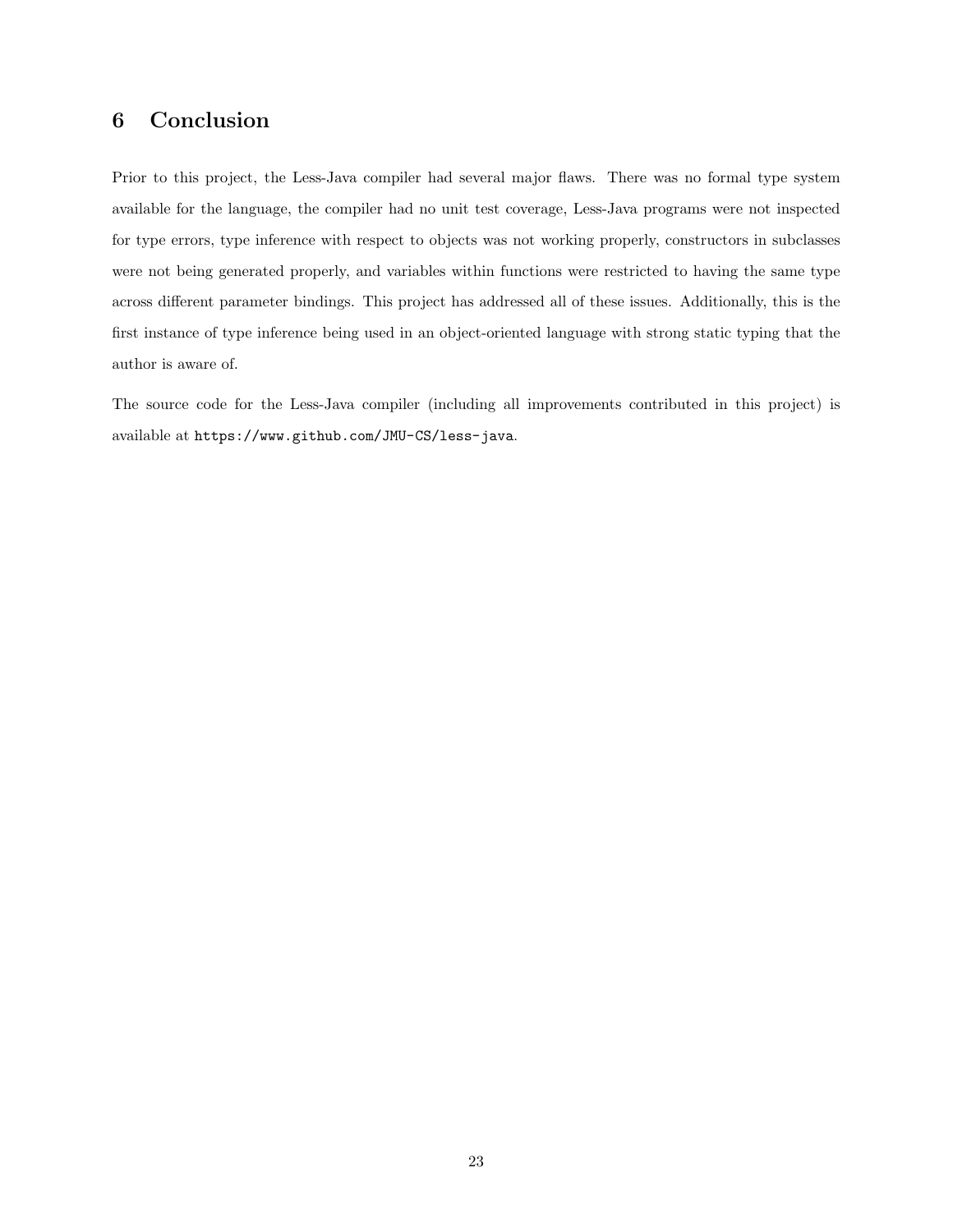## 6 Conclusion

Prior to this project, the Less-Java compiler had several major flaws. There was no formal type system available for the language, the compiler had no unit test coverage, Less-Java programs were not inspected for type errors, type inference with respect to objects was not working properly, constructors in subclasses were not being generated properly, and variables within functions were restricted to having the same type across different parameter bindings. This project has addressed all of these issues. Additionally, this is the first instance of type inference being used in an object-oriented language with strong static typing that the author is aware of.

The source code for the Less-Java compiler (including all improvements contributed in this project) is available at `https://www.github.com/JMU-CS/less-java`.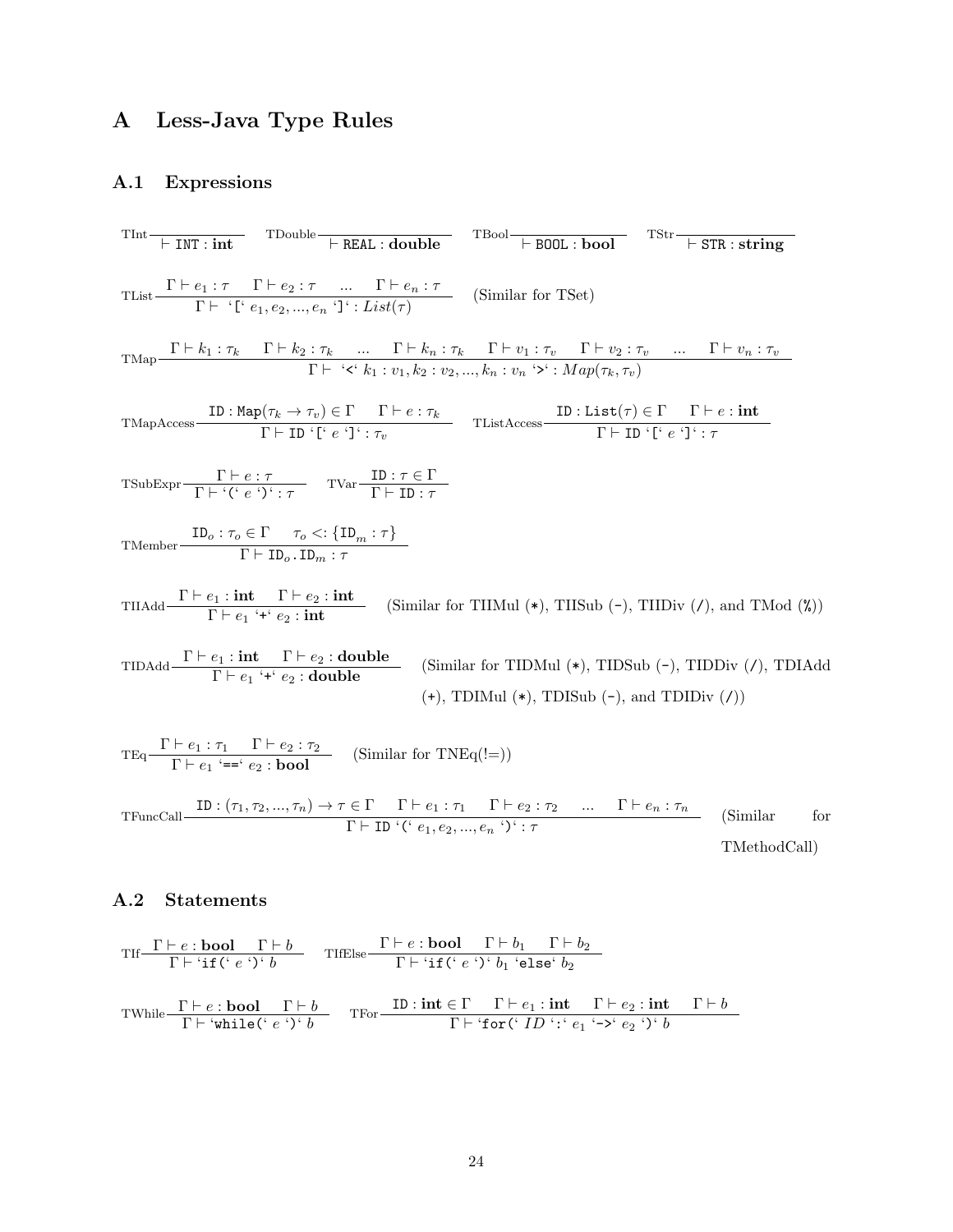# A Less-Java Type Rules

## A.1 Expressions

$$\text{TInt}\frac{}{\vdash \texttt{INT} : \textbf{int}} \qquad \text{TDouble}\frac{}{\vdash \texttt{REAL} : \textbf{double}} \qquad \text{TBool}\frac{}{\vdash \texttt{BOOL} : \textbf{bool}} \qquad \text{TStr}\frac{}{\vdash \texttt{STR} : \textbf{string}}$$

$$\text{TList}\frac{\Gamma \vdash e_1 : \tau \quad \Gamma \vdash e_2 : \tau \quad ... \quad \Gamma \vdash e_n : \tau}{\Gamma \vdash \text{`}\texttt{[}\text{`}\ e_1, e_2, ..., e_n\ \text{`}\texttt{]}\text{`} : List(\tau)}$$ (Similar for TSet)

$$\text{TMap}\frac{\Gamma \vdash k_1 : \tau_k \quad \Gamma \vdash k_2 : \tau_k \quad ... \quad \Gamma \vdash k_n : \tau_k \quad \Gamma \vdash v_1 : \tau_v \quad \Gamma \vdash v_2 : \tau_v \quad ... \quad \Gamma \vdash v_n : \tau_v}{\Gamma \vdash \text{`}\texttt{<}\text{`}\ k_1 : v_1, k_2 : v_2, ..., k_n : v_n\ \text{`}\texttt{>}\text{`} : Map(\tau_k, \tau_v)}$$

$$\text{TMapAccess}\frac{\texttt{ID} : \texttt{Map}(\tau_k \rightarrow \tau_v) \in \Gamma \quad \Gamma \vdash e : \tau_k}{\Gamma \vdash \texttt{ID}\ \text{`}\texttt{[}\text{`}\ e\ \text{`}\texttt{]}\text{`} : \tau_v} \qquad \text{TListAccess}\frac{\texttt{ID} : \texttt{List}(\tau) \in \Gamma \quad \Gamma \vdash e : \textbf{int}}{\Gamma \vdash \texttt{ID}\ \text{`}\texttt{[}\text{`}\ e\ \text{`}\texttt{]}\text{`} : \tau}$$

$$\text{TSubExpr}\frac{\Gamma \vdash e : \tau}{\Gamma \vdash \text{`}\texttt{(}\text{`}\ e\ \text{`}\texttt{)}\text{`} : \tau} \qquad \text{TVar}\frac{\texttt{ID} : \tau \in \Gamma}{\Gamma \vdash \texttt{ID} : \tau}$$

$$\text{TMember}\frac{\texttt{ID}_o : \tau_o \in \Gamma \quad \tau_o <: \{\texttt{ID}_m : \tau\}}{\Gamma \vdash \texttt{ID}_o\texttt{.}\texttt{ID}_m : \tau}$$

$$\text{TIIAdd}\frac{\Gamma \vdash e_1 : \textbf{int} \quad \Gamma \vdash e_2 : \textbf{int}}{\Gamma \vdash e_1\ \text{`}\texttt{+}\text{`}\ e_2 : \textbf{int}}$$ (Similar for TIIMul (*), TIISub (-), TIIDiv (/), and TMod (%))

$$\text{TIDAdd}\frac{\Gamma \vdash e_1 : \textbf{int} \quad \Gamma \vdash e_2 : \textbf{double}}{\Gamma \vdash e_1\ \text{`}\texttt{+}\text{`}\ e_2 : \textbf{double}}$$ (Similar for TIDMul (*), TIDSub (-), TIDDiv (/), TDIAdd (+), TDIMul (*), TDISub (-), and TDIDiv (/))

$$\text{TEq}\frac{\Gamma \vdash e_1 : \tau_1 \quad \Gamma \vdash e_2 : \tau_2}{\Gamma \vdash e_1\ \text{`}\texttt{==}\text{`}\ e_2 : \textbf{bool}}$$ (Similar for TNEq(!=))

$$\text{TFuncCall}\frac{\texttt{ID} : (\tau_1, \tau_2, ..., \tau_n) \rightarrow \tau \in \Gamma \quad \Gamma \vdash e_1 : \tau_1 \quad \Gamma \vdash e_2 : \tau_2 \quad ... \quad \Gamma \vdash e_n : \tau_n}{\Gamma \vdash \texttt{ID}\ \text{`}\texttt{(}\text{`}\ e_1, e_2, ..., e_n\ \text{`}\texttt{)}\text{`} : \tau}$$ (Similar for TMethodCall)

## A.2 Statements

$$\text{TIf}\frac{\Gamma \vdash e : \textbf{bool} \quad \Gamma \vdash b}{\Gamma \vdash \text{`}\texttt{if(}\text{`}\ e\ \text{`}\texttt{)}\text{`}\ b} \qquad \text{TIfElse}\frac{\Gamma \vdash e : \textbf{bool} \quad \Gamma \vdash b_1 \quad \Gamma \vdash b_2}{\Gamma \vdash \text{`}\texttt{if(}\text{`}\ e\ \text{`}\texttt{)}\text{`}\ b_1\ \text{`}\texttt{else}\text{`}\ b_2}$$

$$\text{TWhile}\frac{\Gamma \vdash e : \textbf{bool} \quad \Gamma \vdash b}{\Gamma \vdash \text{`}\texttt{while(}\text{`}\ e\ \text{`}\texttt{)}\text{`}\ b} \qquad \text{TFor}\frac{\texttt{ID} : \textbf{int} \in \Gamma \quad \Gamma \vdash e_1 : \textbf{int} \quad \Gamma \vdash e_2 : \textbf{int} \quad \Gamma \vdash b}{\Gamma \vdash \text{`}\texttt{for(}\text{`}\ ID\ \text{`}\texttt{:}\text{`}\ e_1\ \text{`}\texttt{->}\text{`}\ e_2\ \text{`}\texttt{)}\text{`}\ b}$$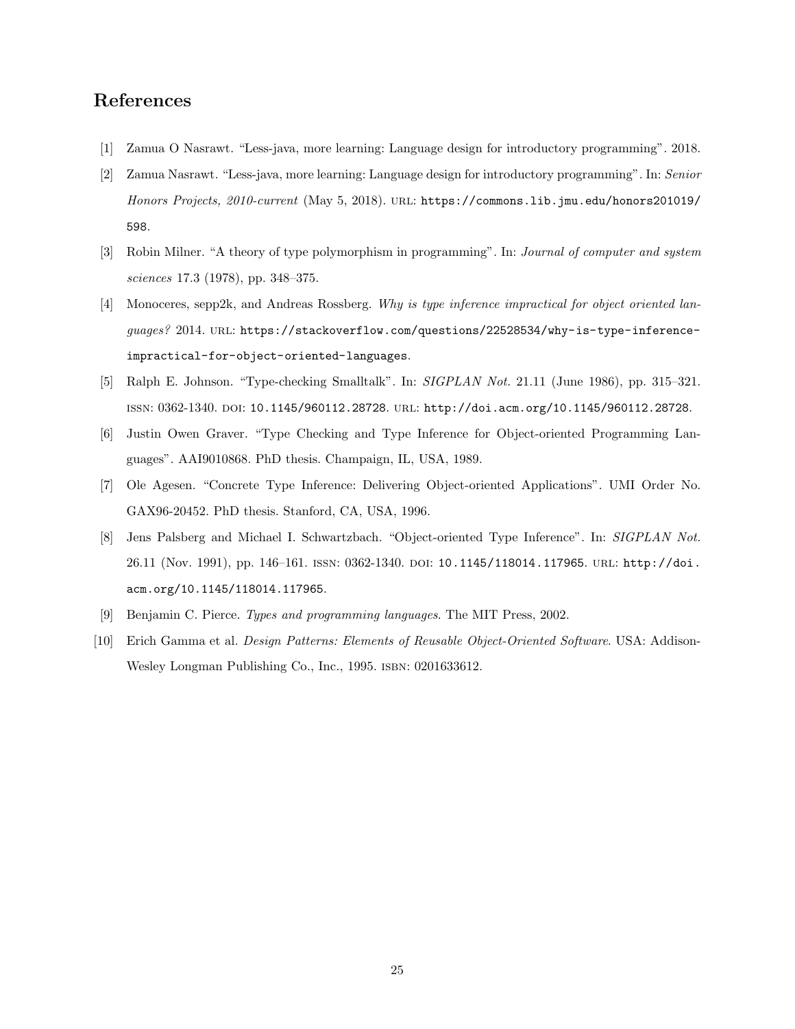# References

[1] Zamua O Nasrawt. "Less-java, more learning: Language design for introductory programming". 2018.

[2] Zamua Nasrawt. "Less-java, more learning: Language design for introductory programming". In: *Senior Honors Projects, 2010-current* (May 5, 2018). URL: https://commons.lib.jmu.edu/honors201019/598.

[3] Robin Milner. "A theory of type polymorphism in programming". In: *Journal of computer and system sciences* 17.3 (1978), pp. 348–375.

[4] Monoceres, sepp2k, and Andreas Rossberg. *Why is type inference impractical for object oriented languages?* 2014. URL: https://stackoverflow.com/questions/22528534/why-is-type-inference-impractical-for-object-oriented-languages.

[5] Ralph E. Johnson. "Type-checking Smalltalk". In: *SIGPLAN Not.* 21.11 (June 1986), pp. 315–321. ISSN: 0362-1340. DOI: 10.1145/960112.28728. URL: http://doi.acm.org/10.1145/960112.28728.

[6] Justin Owen Graver. "Type Checking and Type Inference for Object-oriented Programming Languages". AAI9010868. PhD thesis. Champaign, IL, USA, 1989.

[7] Ole Agesen. "Concrete Type Inference: Delivering Object-oriented Applications". UMI Order No. GAX96-20452. PhD thesis. Stanford, CA, USA, 1996.

[8] Jens Palsberg and Michael I. Schwartzbach. "Object-oriented Type Inference". In: *SIGPLAN Not.* 26.11 (Nov. 1991), pp. 146–161. ISSN: 0362-1340. DOI: 10.1145/118014.117965. URL: http://doi.acm.org/10.1145/118014.117965.

[9] Benjamin C. Pierce. *Types and programming languages*. The MIT Press, 2002.

[10] Erich Gamma et al. *Design Patterns: Elements of Reusable Object-Oriented Software*. USA: Addison-Wesley Longman Publishing Co., Inc., 1995. ISBN: 0201633612.